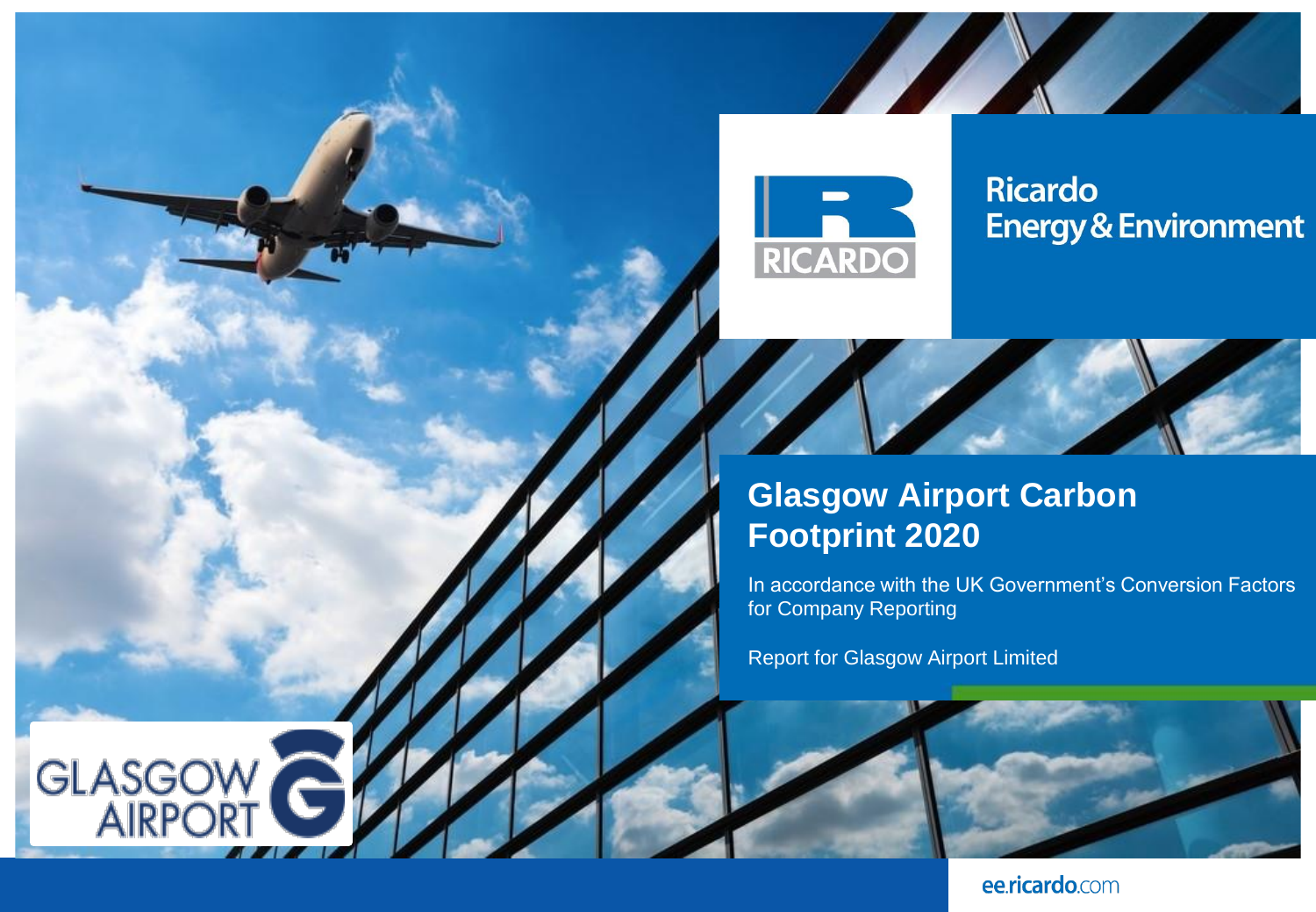Ricardo Energy & Environment

# Glasgow Airport Carbon Footprint 2020

In accordance with the UK Government's Conversion Factors for Company Reporting

Report for Glasgow Airport Limited

GLASGOW AIRPORT

ee.ricardo.com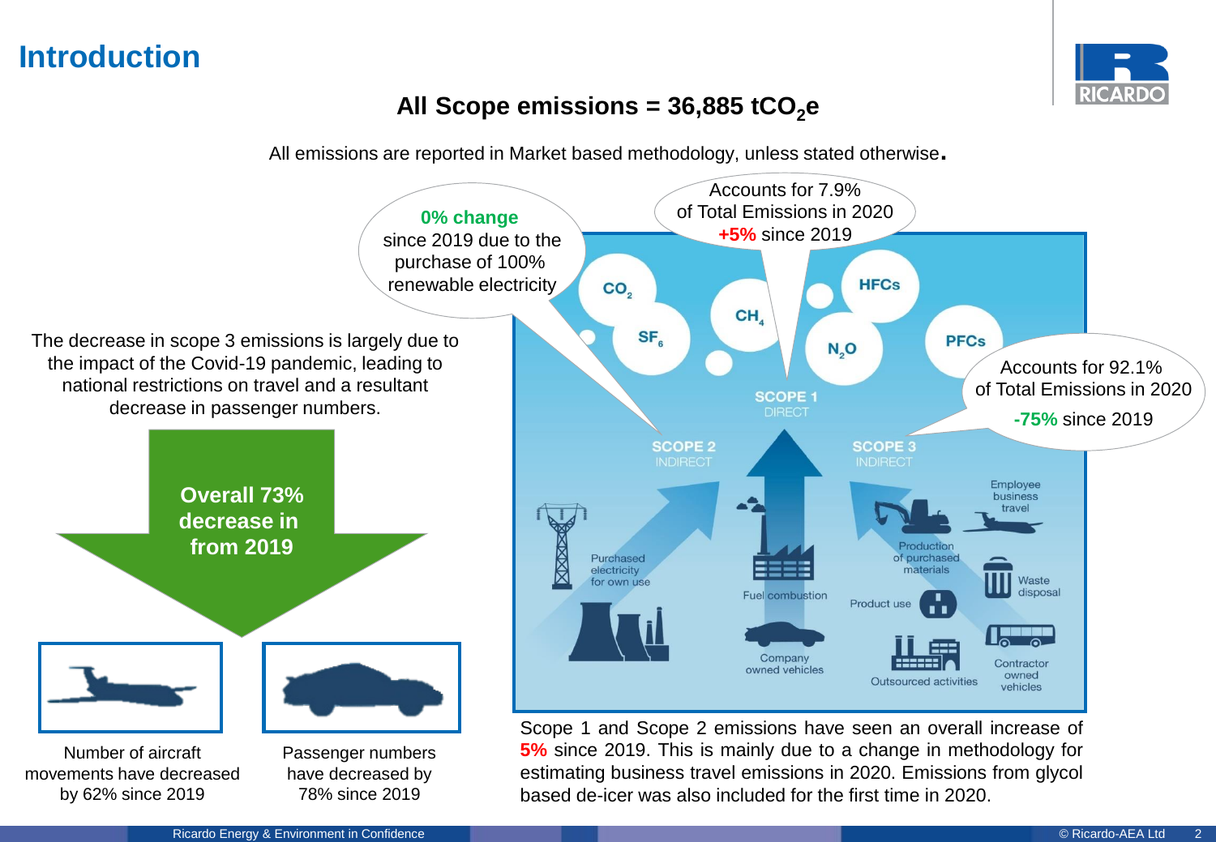# Introduction

## All Scope emissions = 36,885 $tCO_2e$

All emissions are reported in Market based methodology, unless stated otherwise.

The decrease in scope 3 emissions is largely due to the impact of the Covid-19 pandemic, leading to national restrictions on travel and a resultant decrease in passenger numbers.

**Overall 73% decrease in from 2019**

Number of aircraft movements have decreased by 62% since 2019

Passenger numbers have decreased by 78% since 2019

**0% change** since 2019 due to the purchase of 100% renewable electricity

Accounts for 7.9% of Total Emissions in 2020 **+5%** since 2019

Accounts for 92.1% of Total Emissions in 2020 **-75%** since 2019

$CO_2$, $SF_6$, $CH_4$, $N_2O$, HFCs, PFCs

SCOPE 2 INDIRECT: Purchased electricity for own use

SCOPE 1 DIRECT: Fuel combustion; Company owned vehicles

SCOPE 3 INDIRECT: Employee business travel; Production of purchased materials; Waste disposal; Product use; Outsourced activities; Contractor owned vehicles

Scope 1 and Scope 2 emissions have seen an overall increase of **5%** since 2019. This is mainly due to a change in methodology for estimating business travel emissions in 2020. Emissions from glycol based de-icer was also included for the first time in 2020.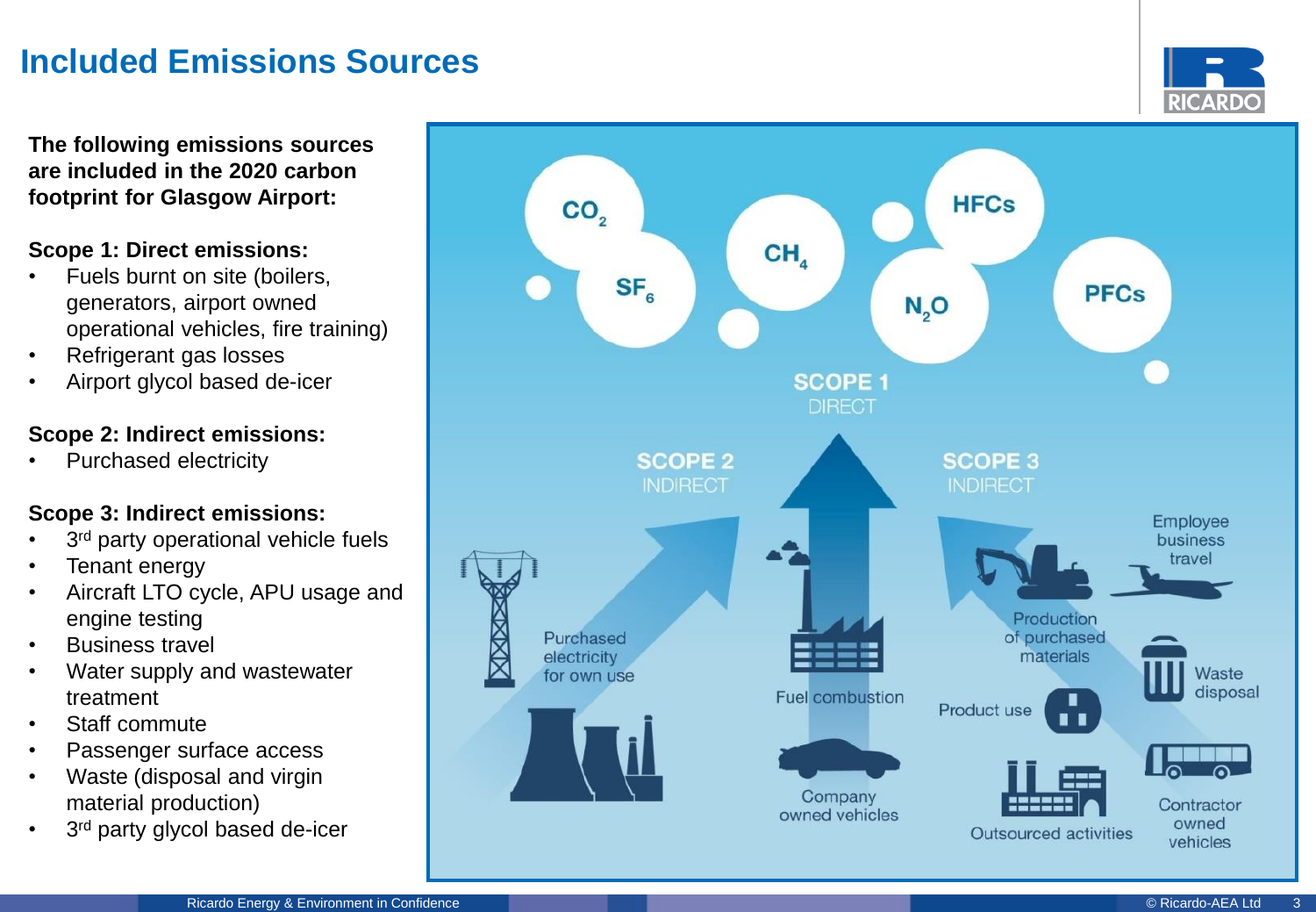# Included Emissions Sources

**The following emissions sources are included in the 2020 carbon footprint for Glasgow Airport:**

**Scope 1: Direct emissions:**

- Fuels burnt on site (boilers, generators, airport owned operational vehicles, fire training)
- Refrigerant gas losses
- Airport glycol based de-icer

**Scope 2: Indirect emissions:**

- Purchased electricity

**Scope 3: Indirect emissions:**

- 3rd party operational vehicle fuels
- Tenant energy
- Aircraft LTO cycle, APU usage and engine testing
- Business travel
- Water supply and wastewater treatment
- Staff commute
- Passenger surface access
- Waste (disposal and virgin material production)
- 3rd party glycol based de-icer

$CO_2$ $SF_6$ $CH_4$ HFCs $N_2O$ PFCs

SCOPE 1 DIRECT

SCOPE 2 INDIRECT

SCOPE 3 INDIRECT

Purchased electricity for own use

Fuel combustion

Company owned vehicles

Production of purchased materials

Employee business travel

Product use

Waste disposal

Outsourced activities

Contractor owned vehicles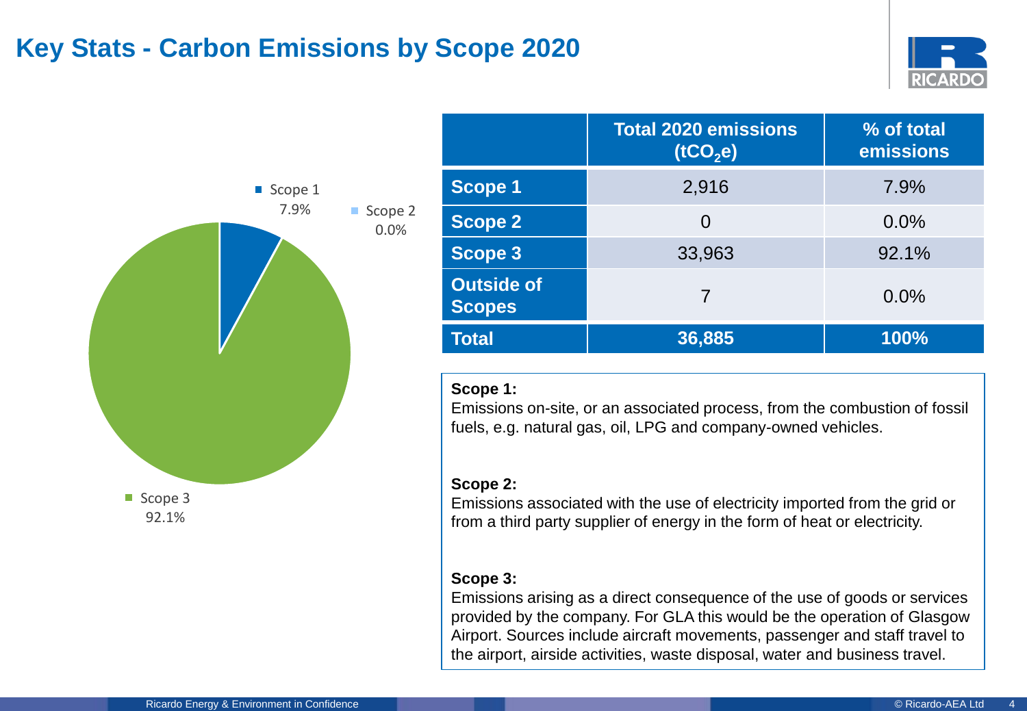# Key Stats - Carbon Emissions by Scope 2020

Scope 1 7.9%

Scope 2 0.0%

Scope 3 92.1%

| | Total 2020 emissions ($tCO_2e$) | % of total emissions |
|---|---|---|
| **Scope 1** | 2,916 | 7.9% |
| **Scope 2** | 0 | 0.0% |
| **Scope 3** | 33,963 | 92.1% |
| **Outside of Scopes** | 7 | 0.0% |
| **Total** | **36,885** | **100%** |

**Scope 1:**
Emissions on-site, or an associated process, from the combustion of fossil fuels, e.g. natural gas, oil, LPG and company-owned vehicles.

**Scope 2:**
Emissions associated with the use of electricity imported from the grid or from a third party supplier of energy in the form of heat or electricity.

**Scope 3:**
Emissions arising as a direct consequence of the use of goods or services provided by the company. For GLA this would be the operation of Glasgow Airport. Sources include aircraft movements, passenger and staff travel to the airport, airside activities, waste disposal, water and business travel.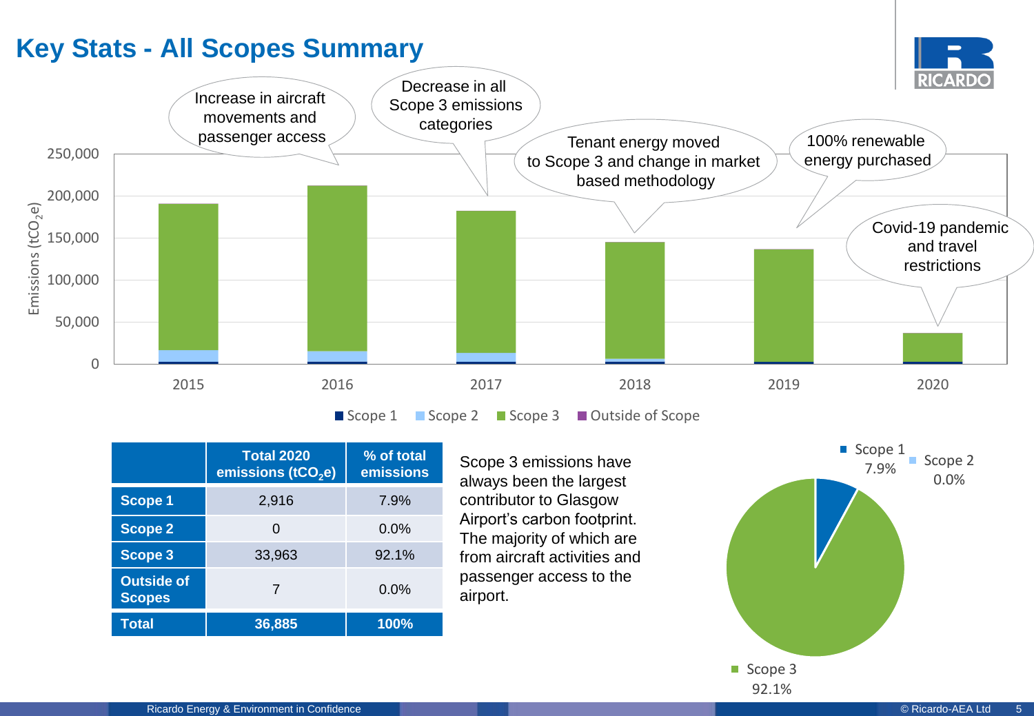# Key Stats - All Scopes Summary

Increase in aircraft movements and passenger access

Decrease in all Scope 3 emissions categories

Tenant energy moved to Scope 3 and change in market based methodology

100% renewable energy purchased

Covid-19 pandemic and travel restrictions

Emissions ($tCO_2e$)

250,000
200,000
150,000
100,000
50,000
0

2015 2016 2017 2018 2019 2020

Scope 1 · Scope 2 · Scope 3 · Outside of Scope

| | Total 2020 emissions ($tCO_2e$) | % of total emissions |
|---|---|---|
| **Scope 1** | 2,916 | 7.9% |
| **Scope 2** | 0 | 0.0% |
| **Scope 3** | 33,963 | 92.1% |
| **Outside of Scopes** | 7 | 0.0% |
| **Total** | **36,885** | **100%** |

Scope 3 emissions have always been the largest contributor to Glasgow Airport's carbon footprint. The majority of which are from aircraft activities and passenger access to the airport.

Scope 1 7.9%
Scope 2 0.0%
Scope 3 92.1%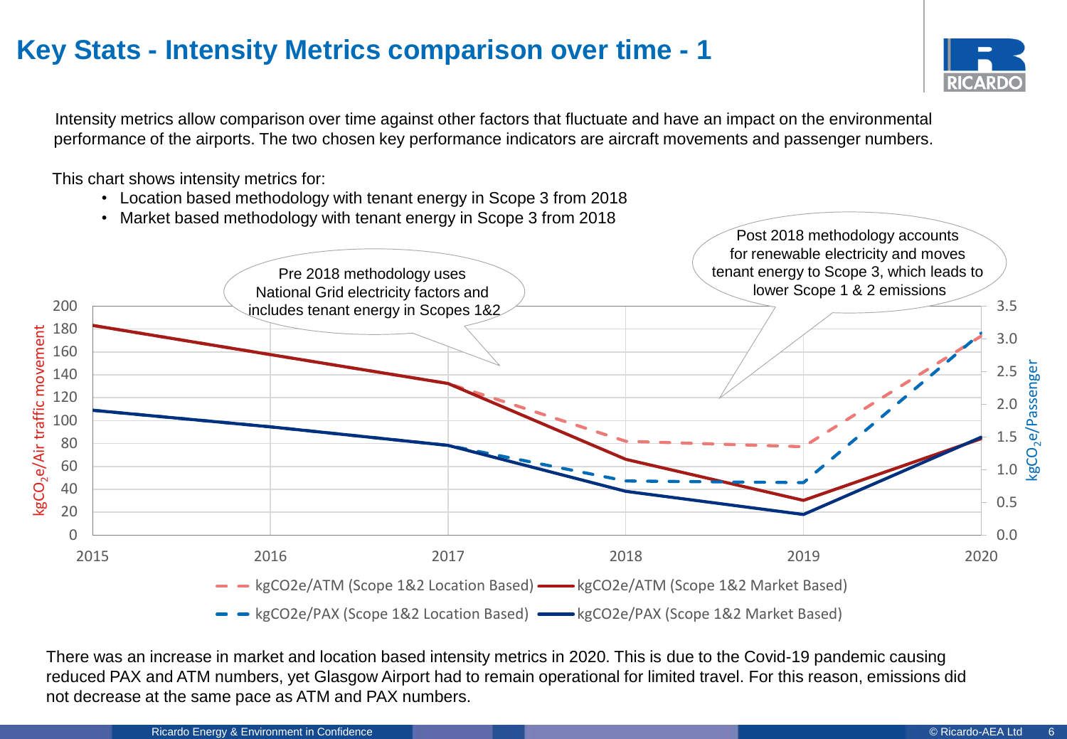# Key Stats - Intensity Metrics comparison over time - 1

Intensity metrics allow comparison over time against other factors that fluctuate and have an impact on the environmental performance of the airports. The two chosen key performance indicators are aircraft movements and passenger numbers.

This chart shows intensity metrics for:

- Location based methodology with tenant energy in Scope 3 from 2018
- Market based methodology with tenant energy in Scope 3 from 2018

Pre 2018 methodology uses National Grid electricity factors and includes tenant energy in Scopes 1&2

Post 2018 methodology accounts for renewable electricity and moves tenant energy to Scope 3, which leads to lower Scope 1 & 2 emissions

kg$CO_2$e/Air traffic movement

kg$CO_2$e/Passenger

- kgCO2e/ATM (Scope 1&2 Location Based)
- kgCO2e/ATM (Scope 1&2 Market Based)
- kgCO2e/PAX (Scope 1&2 Location Based)
- kgCO2e/PAX (Scope 1&2 Market Based)

There was an increase in market and location based intensity metrics in 2020. This is due to the Covid-19 pandemic causing reduced PAX and ATM numbers, yet Glasgow Airport had to remain operational for limited travel. For this reason, emissions did not decrease at the same pace as ATM and PAX numbers.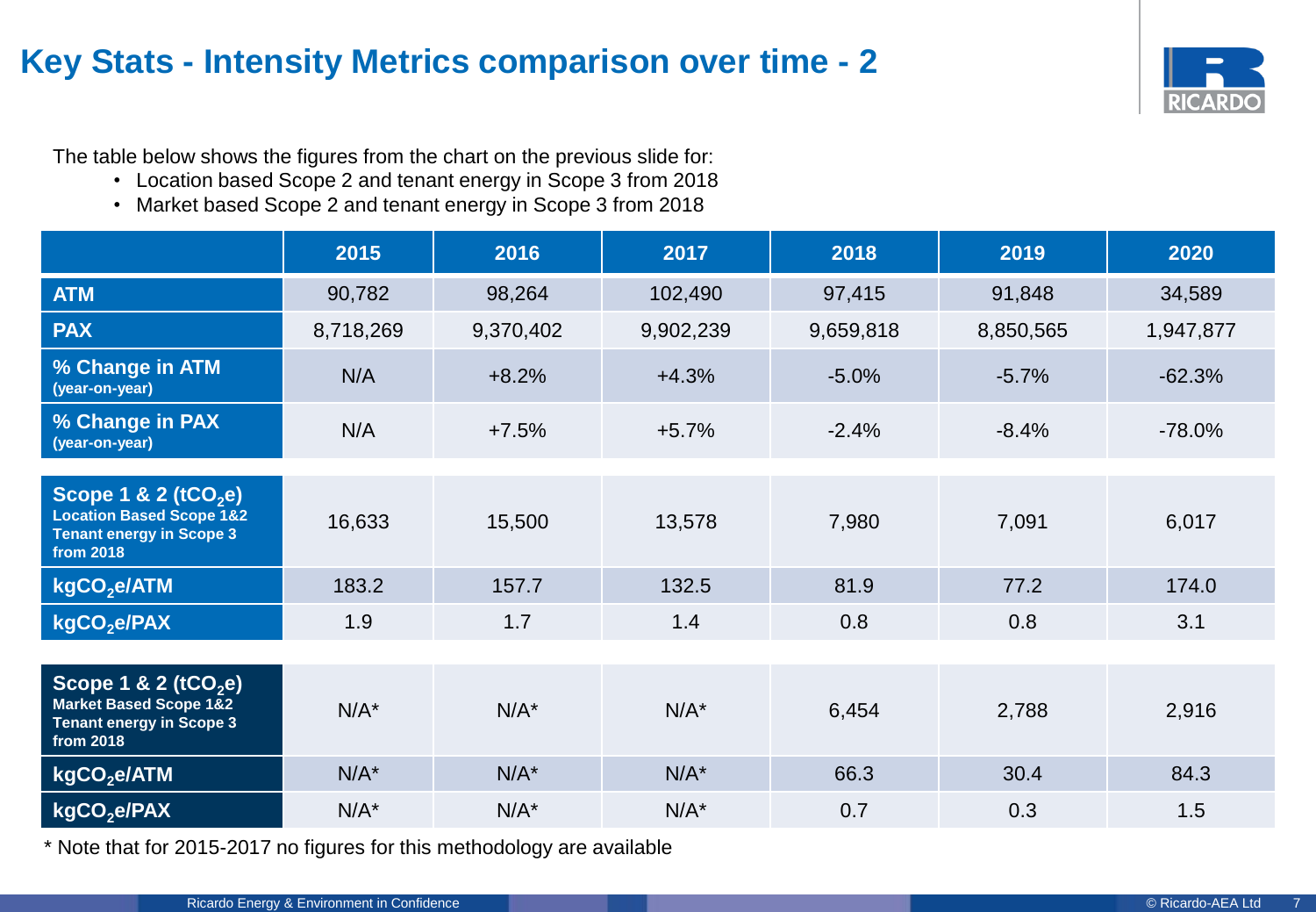# Key Stats - Intensity Metrics comparison over time - 2

The table below shows the figures from the chart on the previous slide for:

- Location based Scope 2 and tenant energy in Scope 3 from 2018
- Market based Scope 2 and tenant energy in Scope 3 from 2018

| | 2015 | 2016 | 2017 | 2018 | 2019 | 2020 |
|---|---|---|---|---|---|---|
| **ATM** | 90,782 | 98,264 | 102,490 | 97,415 | 91,848 | 34,589 |
| **PAX** | 8,718,269 | 9,370,402 | 9,902,239 | 9,659,818 | 8,850,565 | 1,947,877 |
| **% Change in ATM** (year-on-year) | N/A | +8.2% | +4.3% | -5.0% | -5.7% | -62.3% |
| **% Change in PAX** (year-on-year) | N/A | +7.5% | +5.7% | -2.4% | -8.4% | -78.0% |
| **Scope 1 & 2 ($tCO_2e$)** Location Based Scope 1&2 Tenant energy in Scope 3 from 2018 | 16,633 | 15,500 | 13,578 | 7,980 | 7,091 | 6,017 |
| **$kgCO_2e$/ATM** | 183.2 | 157.7 | 132.5 | 81.9 | 77.2 | 174.0 |
| **$kgCO_2e$/PAX** | 1.9 | 1.7 | 1.4 | 0.8 | 0.8 | 3.1 |
| **Scope 1 & 2 ($tCO_2e$)** Market Based Scope 1&2 Tenant energy in Scope 3 from 2018 | N/A* | N/A* | N/A* | 6,454 | 2,788 | 2,916 |
| **$kgCO_2e$/ATM** | N/A* | N/A* | N/A* | 66.3 | 30.4 | 84.3 |
| **$kgCO_2e$/PAX** | N/A* | N/A* | N/A* | 0.7 | 0.3 | 1.5 |

* Note that for 2015-2017 no figures for this methodology are available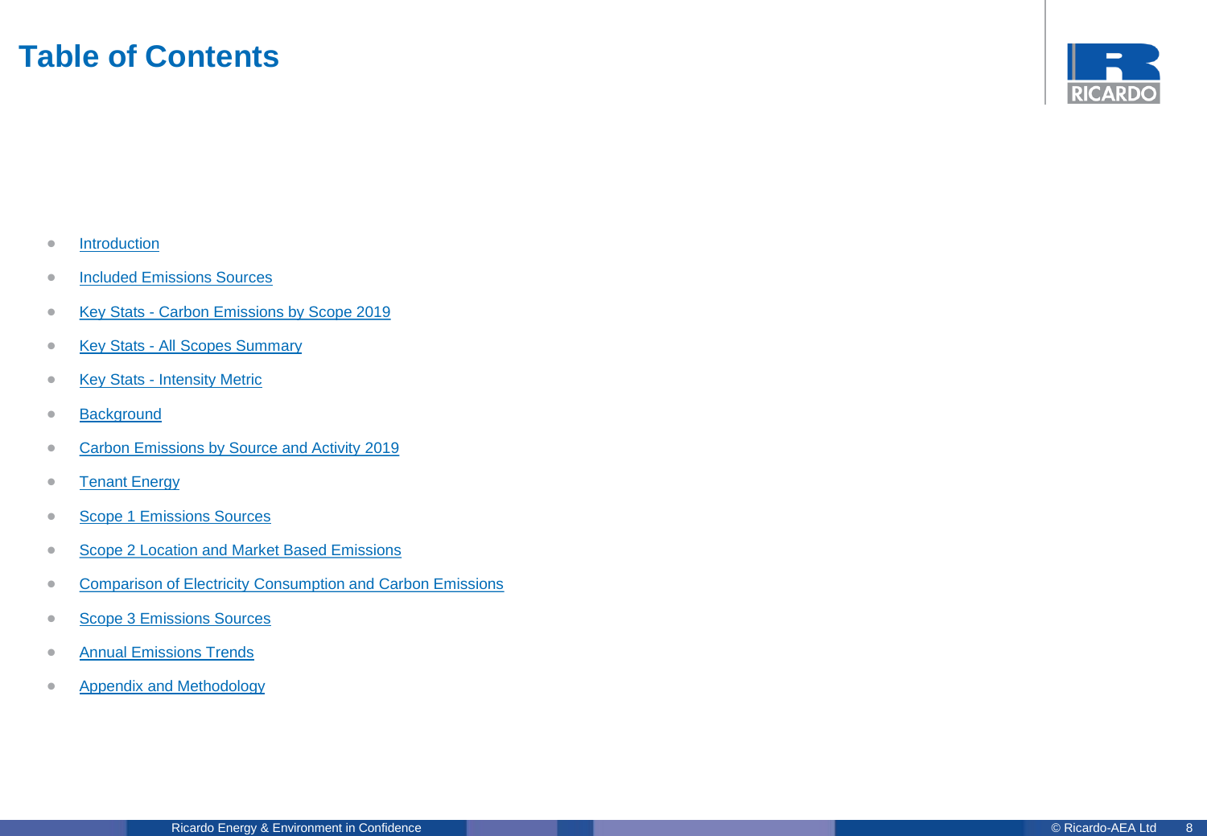# Table of Contents

- Introduction
- Included Emissions Sources
- Key Stats - Carbon Emissions by Scope 2019
- Key Stats - All Scopes Summary
- Key Stats - Intensity Metric
- Background
- Carbon Emissions by Source and Activity 2019
- Tenant Energy
- Scope 1 Emissions Sources
- Scope 2 Location and Market Based Emissions
- Comparison of Electricity Consumption and Carbon Emissions
- Scope 3 Emissions Sources
- Annual Emissions Trends
- Appendix and Methodology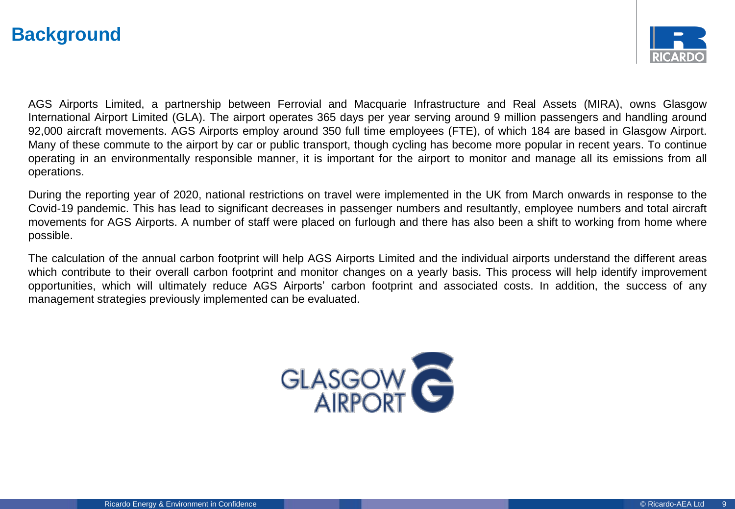# Background

AGS Airports Limited, a partnership between Ferrovial and Macquarie Infrastructure and Real Assets (MIRA), owns Glasgow International Airport Limited (GLA). The airport operates 365 days per year serving around 9 million passengers and handling around 92,000 aircraft movements. AGS Airports employ around 350 full time employees (FTE), of which 184 are based in Glasgow Airport. Many of these commute to the airport by car or public transport, though cycling has become more popular in recent years. To continue operating in an environmentally responsible manner, it is important for the airport to monitor and manage all its emissions from all operations.

During the reporting year of 2020, national restrictions on travel were implemented in the UK from March onwards in response to the Covid-19 pandemic. This has lead to significant decreases in passenger numbers and resultantly, employee numbers and total aircraft movements for AGS Airports. A number of staff were placed on furlough and there has also been a shift to working from home where possible.

The calculation of the annual carbon footprint will help AGS Airports Limited and the individual airports understand the different areas which contribute to their overall carbon footprint and monitor changes on a yearly basis. This process will help identify improvement opportunities, which will ultimately reduce AGS Airports' carbon footprint and associated costs. In addition, the success of any management strategies previously implemented can be evaluated.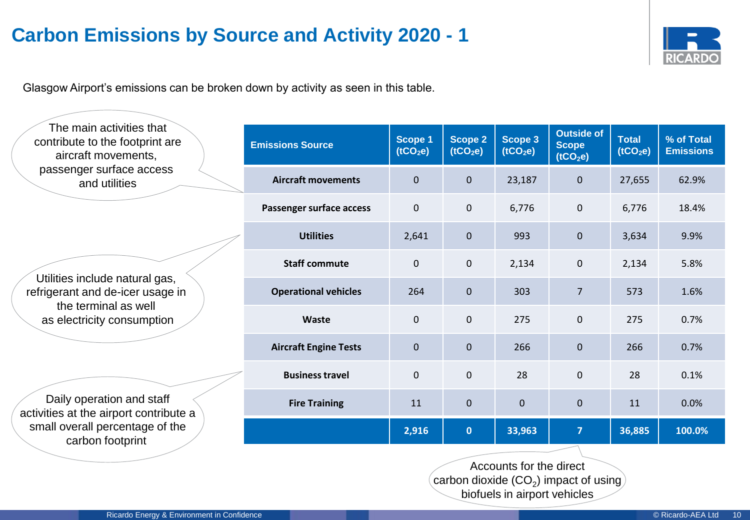# Carbon Emissions by Source and Activity 2020 - 1

Glasgow Airport's emissions can be broken down by activity as seen in this table.

The main activities that contribute to the footprint are aircraft movements, passenger surface access and utilities

Utilities include natural gas, refrigerant and de-icer usage in the terminal as well as electricity consumption

Daily operation and staff activities at the airport contribute a small overall percentage of the carbon footprint

| Emissions Source | Scope 1 ($tCO_2e$) | Scope 2 ($tCO_2e$) | Scope 3 ($tCO_2e$) | Outside of Scope ($tCO_2e$) | Total ($tCO_2e$) | % of Total Emissions |
|---|---|---|---|---|---|---|
| **Aircraft movements** | 0 | 0 | 23,187 | 0 | 27,655 | 62.9% |
| **Passenger surface access** | 0 | 0 | 6,776 | 0 | 6,776 | 18.4% |
| **Utilities** | 2,641 | 0 | 993 | 0 | 3,634 | 9.9% |
| **Staff commute** | 0 | 0 | 2,134 | 0 | 2,134 | 5.8% |
| **Operational vehicles** | 264 | 0 | 303 | 7 | 573 | 1.6% |
| **Waste** | 0 | 0 | 275 | 0 | 275 | 0.7% |
| **Aircraft Engine Tests** | 0 | 0 | 266 | 0 | 266 | 0.7% |
| **Business travel** | 0 | 0 | 28 | 0 | 28 | 0.1% |
| **Fire Training** | 11 | 0 | 0 | 0 | 11 | 0.0% |
| | **2,916** | **0** | **33,963** | **7** | **36,885** | **100.0%** |

Accounts for the direct carbon dioxide ($CO_2$) impact of using biofuels in airport vehicles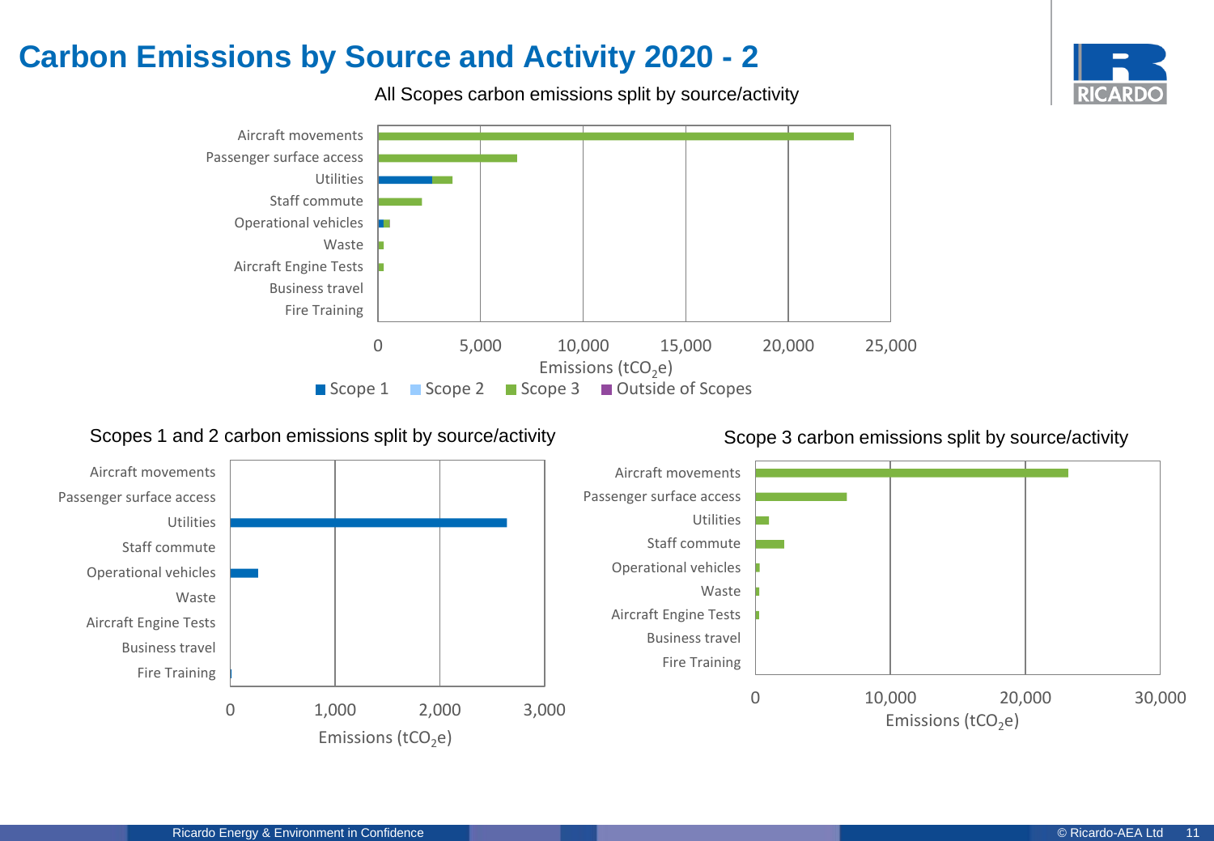# Carbon Emissions by Source and Activity 2020 - 2

All Scopes carbon emissions split by source/activity

Aircraft movements
Passenger surface access
Utilities
Staff commute
Operational vehicles
Waste
Aircraft Engine Tests
Business travel
Fire Training

0 5,000 10,000 15,000 20,000 25,000

Emissions ($tCO_2e$)

Scope 1 Scope 2 Scope 3 Outside of Scopes

Scopes 1 and 2 carbon emissions split by source/activity

Aircraft movements
Passenger surface access
Utilities
Staff commute
Operational vehicles
Waste
Aircraft Engine Tests
Business travel
Fire Training

0 1,000 2,000 3,000

Emissions ($tCO_2e$)

Scope 3 carbon emissions split by source/activity

Aircraft movements
Passenger surface access
Utilities
Staff commute
Operational vehicles
Waste
Aircraft Engine Tests
Business travel
Fire Training

0 10,000 20,000 30,000

Emissions ($tCO_2e$)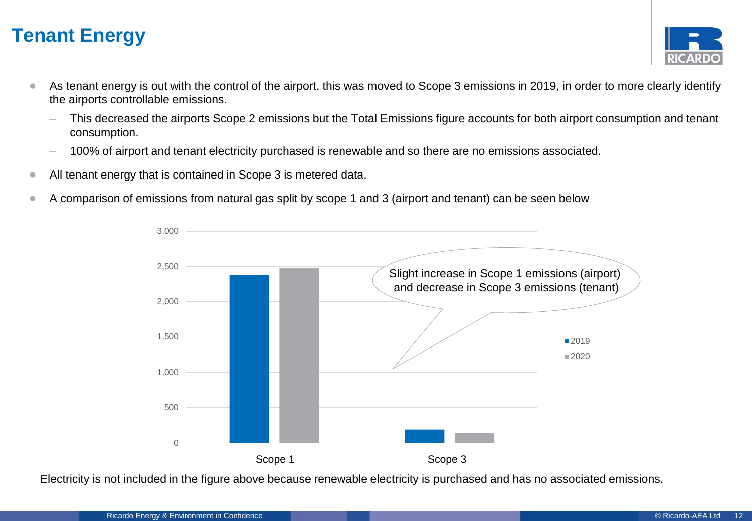# Tenant Energy

- As tenant energy is out with the control of the airport, this was moved to Scope 3 emissions in 2019, in order to more clearly identify the airports controllable emissions.
  - This decreased the airports Scope 2 emissions but the Total Emissions figure accounts for both airport consumption and tenant consumption.
  - 100% of airport and tenant electricity purchased is renewable and so there are no emissions associated.
- All tenant energy that is contained in Scope 3 is metered data.
- A comparison of emissions from natural gas split by scope 1 and 3 (airport and tenant) can be seen below

Slight increase in Scope 1 emissions (airport) and decrease in Scope 3 emissions (tenant)

| | 2019 | 2020 |
|---|---|---|
| Scope 1 | ~2,380 | ~2,480 |
| Scope 3 | ~190 | ~140 |

Electricity is not included in the figure above because renewable electricity is purchased and has no associated emissions.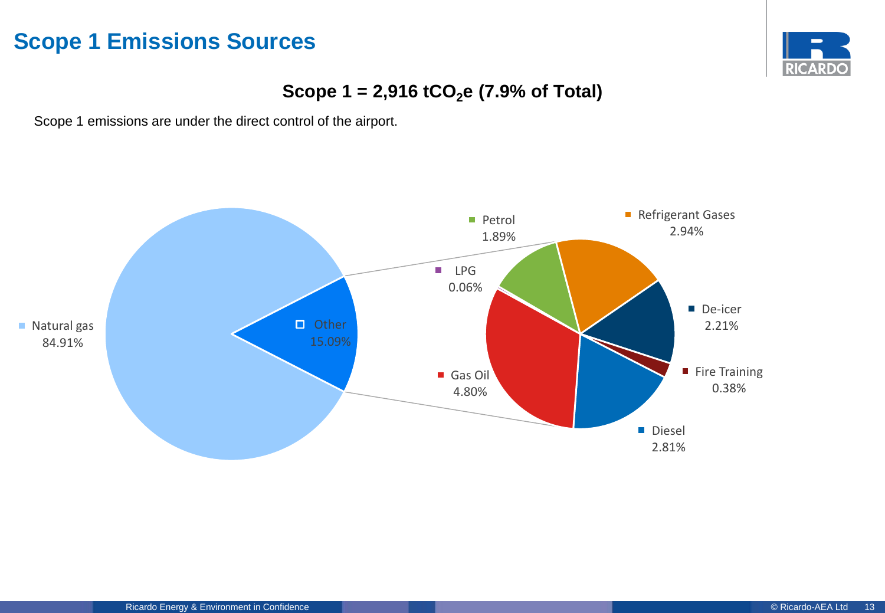# Scope 1 Emissions Sources

**Scope 1 = 2,916 $tCO_2e$ (7.9% of Total)**

Scope 1 emissions are under the direct control of the airport.

Natural gas 84.91%

Other 15.09%

Petrol 1.89%

LPG 0.06%

Refrigerant Gases 2.94%

De-icer 2.21%

Fire Training 0.38%

Gas Oil 4.80%

Diesel 2.81%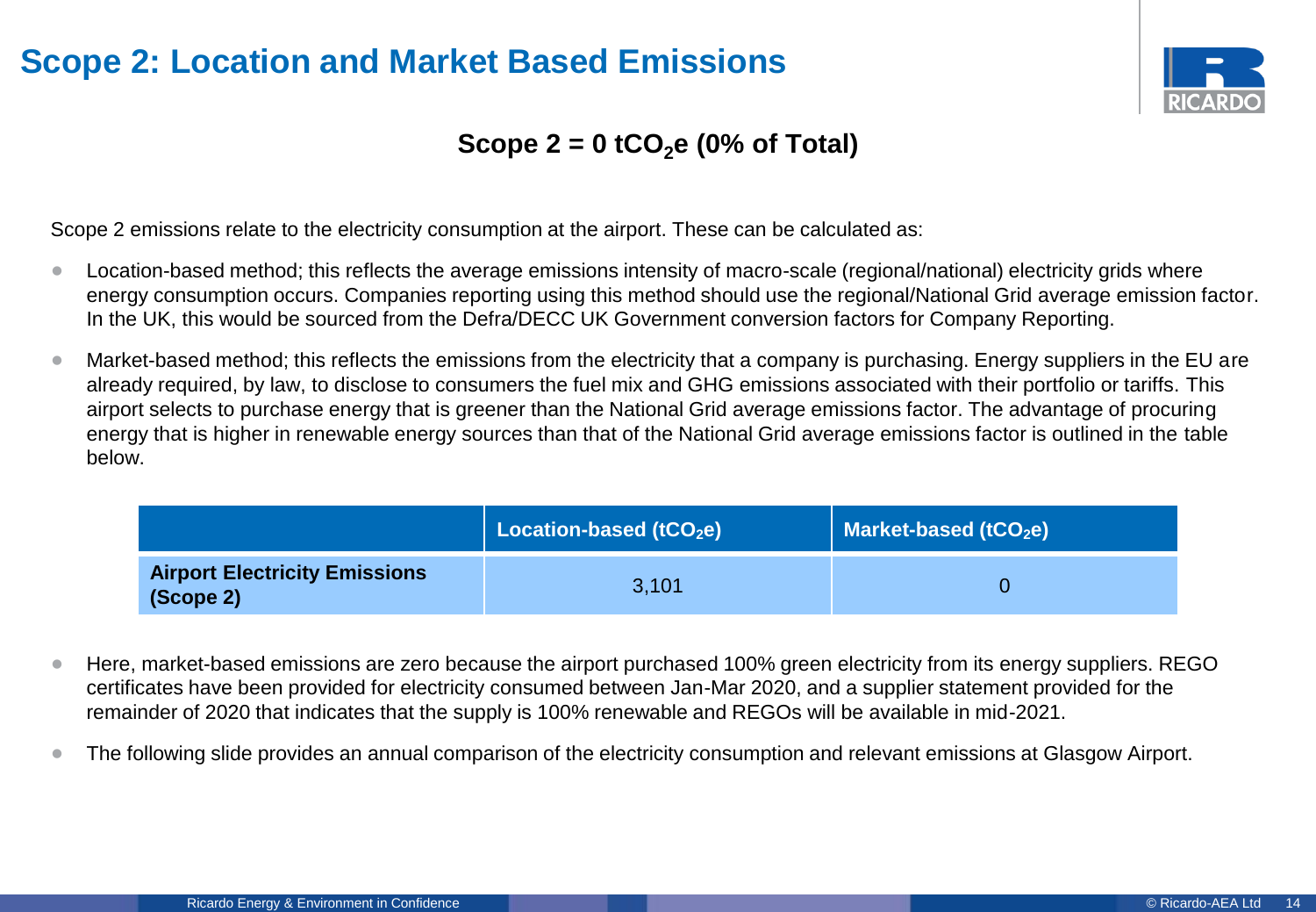# Scope 2: Location and Market Based Emissions

**Scope 2 = 0 $tCO_2e$ (0% of Total)**

Scope 2 emissions relate to the electricity consumption at the airport. These can be calculated as:

- Location-based method; this reflects the average emissions intensity of macro-scale (regional/national) electricity grids where energy consumption occurs. Companies reporting using this method should use the regional/National Grid average emission factor. In the UK, this would be sourced from the Defra/DECC UK Government conversion factors for Company Reporting.
- Market-based method; this reflects the emissions from the electricity that a company is purchasing. Energy suppliers in the EU are already required, by law, to disclose to consumers the fuel mix and GHG emissions associated with their portfolio or tariffs. This airport selects to purchase energy that is greener than the National Grid average emissions factor. The advantage of procuring energy that is higher in renewable energy sources than that of the National Grid average emissions factor is outlined in the table below.

| | **Location-based ($tCO_2e$)** | **Market-based ($tCO_2e$)** |
|---|---|---|
| **Airport Electricity Emissions (Scope 2)** | 3,101 | 0 |

- Here, market-based emissions are zero because the airport purchased 100% green electricity from its energy suppliers. REGO certificates have been provided for electricity consumed between Jan-Mar 2020, and a supplier statement provided for the remainder of 2020 that indicates that the supply is 100% renewable and REGOs will be available in mid-2021.
- The following slide provides an annual comparison of the electricity consumption and relevant emissions at Glasgow Airport.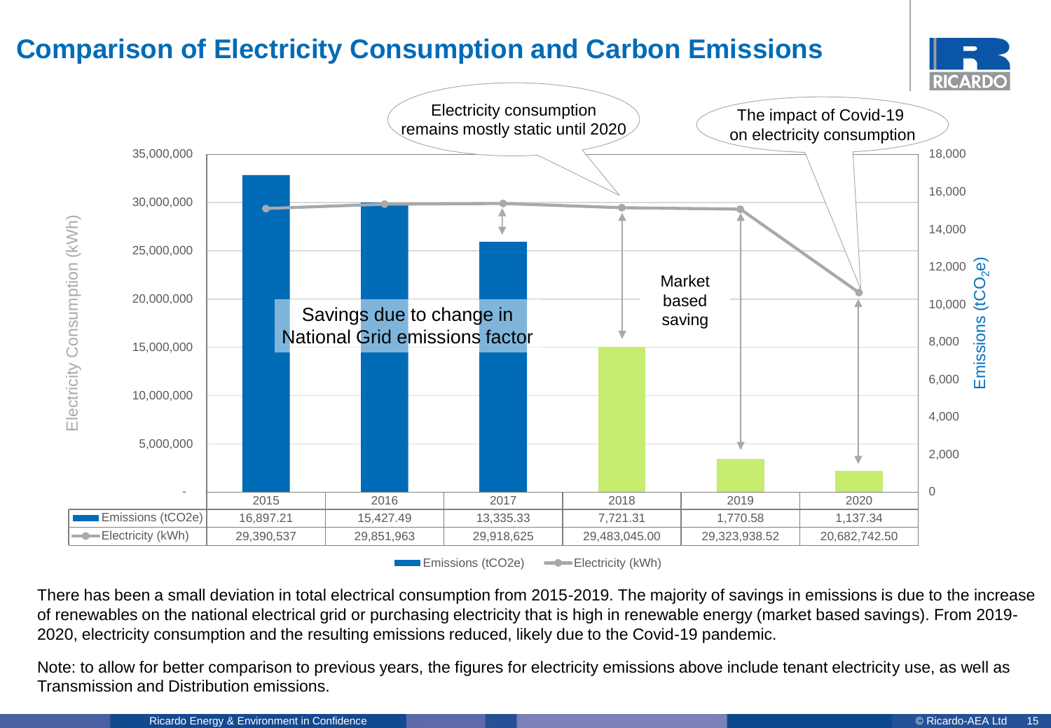# Comparison of Electricity Consumption and Carbon Emissions

| | 2015 | 2016 | 2017 | 2018 | 2019 | 2020 |
|---|---|---|---|---|---|---|
| Emissions (tCO2e) | 16,897.21 | 15,427.49 | 13,335.33 | 7,721.31 | 1,770.58 | 1,137.34 |
| Electricity (kWh) | 29,390,537 | 29,851,963 | 29,918,625 | 29,483,045.00 | 29,323,938.52 | 20,682,742.50 |

There has been a small deviation in total electrical consumption from 2015-2019. The majority of savings in emissions is due to the increase of renewables on the national electrical grid or purchasing electricity that is high in renewable energy (market based savings). From 2019-2020, electricity consumption and the resulting emissions reduced, likely due to the Covid-19 pandemic.

Note: to allow for better comparison to previous years, the figures for electricity emissions above include tenant electricity use, as well as Transmission and Distribution emissions.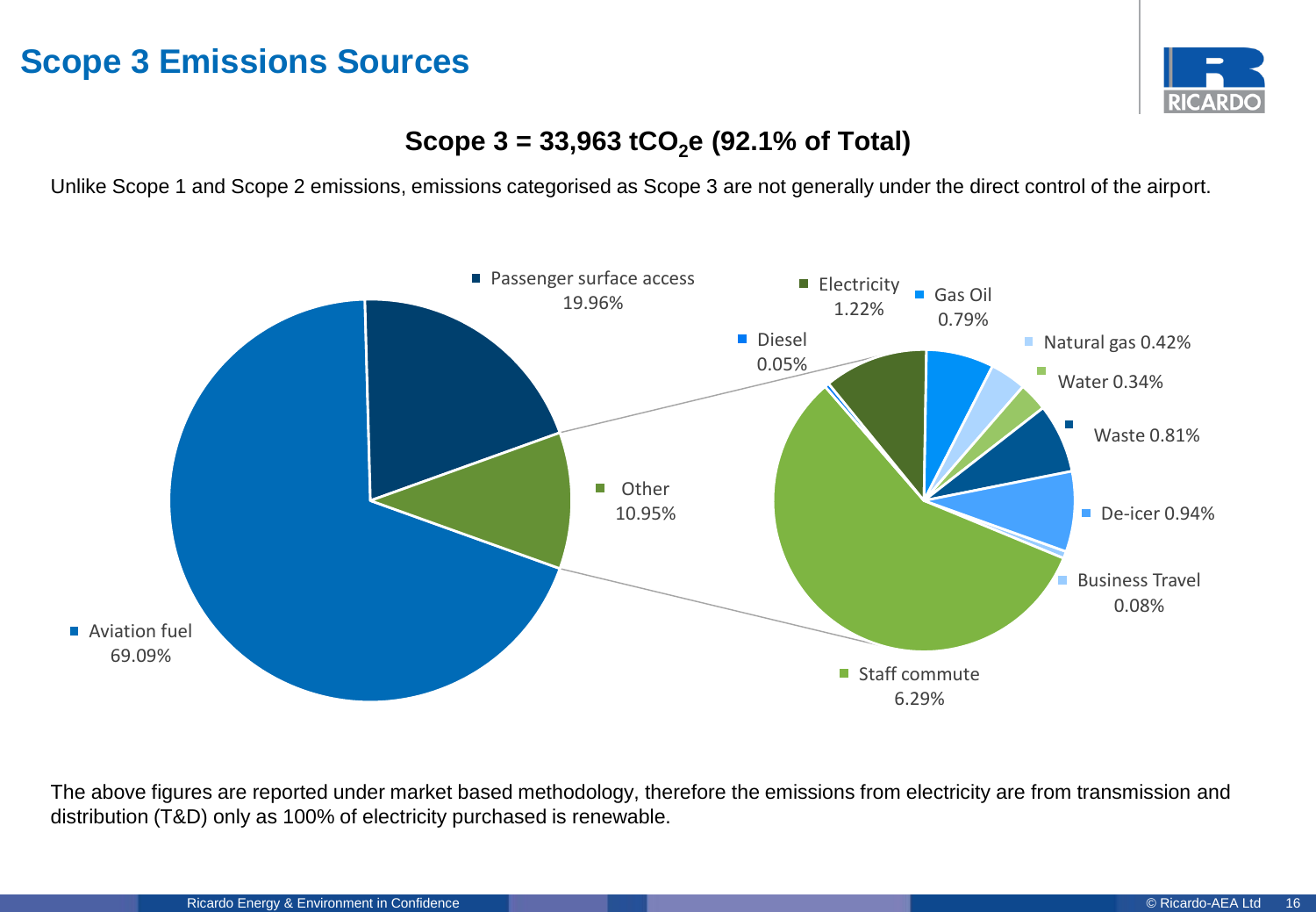# Scope 3 Emissions Sources

**Scope 3 = 33,963 $tCO_2e$ (92.1% of Total)**

Unlike Scope 1 and Scope 2 emissions, emissions categorised as Scope 3 are not generally under the direct control of the airport.

- Passenger surface access 19.96%
- Other 10.95%
- Aviation fuel 69.09%
- Electricity 1.22%
- Gas Oil 0.79%
- Diesel 0.05%
- Natural gas 0.42%
- Water 0.34%
- Waste 0.81%
- De-icer 0.94%
- Business Travel 0.08%
- Staff commute 6.29%

The above figures are reported under market based methodology, therefore the emissions from electricity are from transmission and distribution (T&D) only as 100% of electricity purchased is renewable.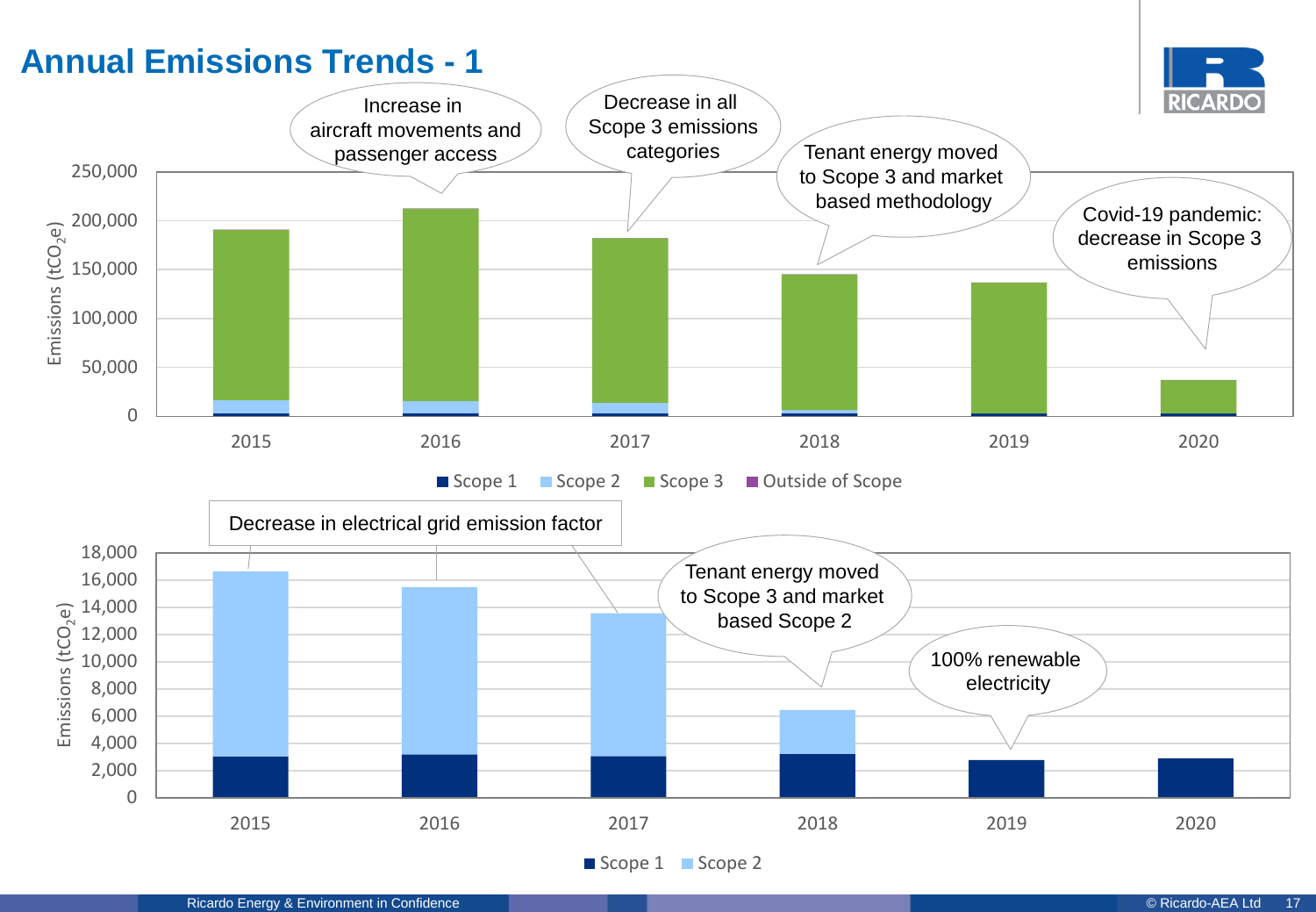# Annual Emissions Trends - 1

Increase in aircraft movements and passenger access

Decrease in all Scope 3 emissions categories

Tenant energy moved to Scope 3 and market based methodology

Covid-19 pandemic: decrease in Scope 3 emissions

Emissions ($tCO_2e$)

250,000
200,000
150,000
100,000
50,000
0

2015 2016 2017 2018 2019 2020

Scope 1 Scope 2 Scope 3 Outside of Scope

Decrease in electrical grid emission factor

Tenant energy moved to Scope 3 and market based Scope 2

100% renewable electricity

Emissions ($tCO_2e$)

18,000
16,000
14,000
12,000
10,000
8,000
6,000
4,000
2,000
0

2015 2016 2017 2018 2019 2020

Scope 1 Scope 2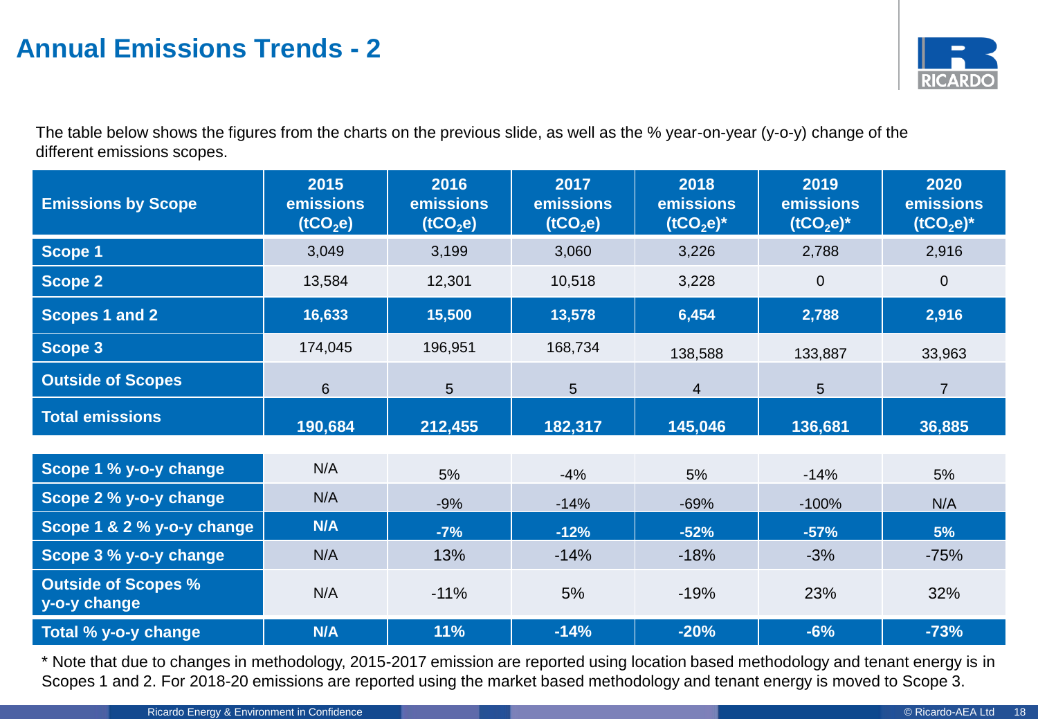# Annual Emissions Trends - 2

The table below shows the figures from the charts on the previous slide, as well as the % year-on-year (y-o-y) change of the different emissions scopes.

| Emissions by Scope | 2015 emissions ($tCO_2e$) | 2016 emissions ($tCO_2e$) | 2017 emissions ($tCO_2e$) | 2018 emissions ($tCO_2e$)* | 2019 emissions ($tCO_2e$)* | 2020 emissions ($tCO_2e$)* |
|---|---|---|---|---|---|---|
| **Scope 1** | 3,049 | 3,199 | 3,060 | 3,226 | 2,788 | 2,916 |
| **Scope 2** | 13,584 | 12,301 | 10,518 | 3,228 | 0 | 0 |
| **Scopes 1 and 2** | **16,633** | **15,500** | **13,578** | **6,454** | **2,788** | **2,916** |
| **Scope 3** | 174,045 | 196,951 | 168,734 | 138,588 | 133,887 | 33,963 |
| **Outside of Scopes** | 6 | 5 | 5 | 4 | 5 | 7 |
| **Total emissions** | **190,684** | **212,455** | **182,317** | **145,046** | **136,681** | **36,885** |
| **Scope 1 % y-o-y change** | N/A | 5% | -4% | 5% | -14% | 5% |
| **Scope 2 % y-o-y change** | N/A | -9% | -14% | -69% | -100% | N/A |
| **Scope 1 & 2 % y-o-y change** | **N/A** | **-7%** | **-12%** | **-52%** | **-57%** | **5%** |
| **Scope 3 % y-o-y change** | N/A | 13% | -14% | -18% | -3% | -75% |
| **Outside of Scopes % y-o-y change** | N/A | -11% | 5% | -19% | 23% | 32% |
| **Total % y-o-y change** | **N/A** | **11%** | **-14%** | **-20%** | **-6%** | **-73%** |

\* Note that due to changes in methodology, 2015-2017 emission are reported using location based methodology and tenant energy is in Scopes 1 and 2. For 2018-20 emissions are reported using the market based methodology and tenant energy is moved to Scope 3.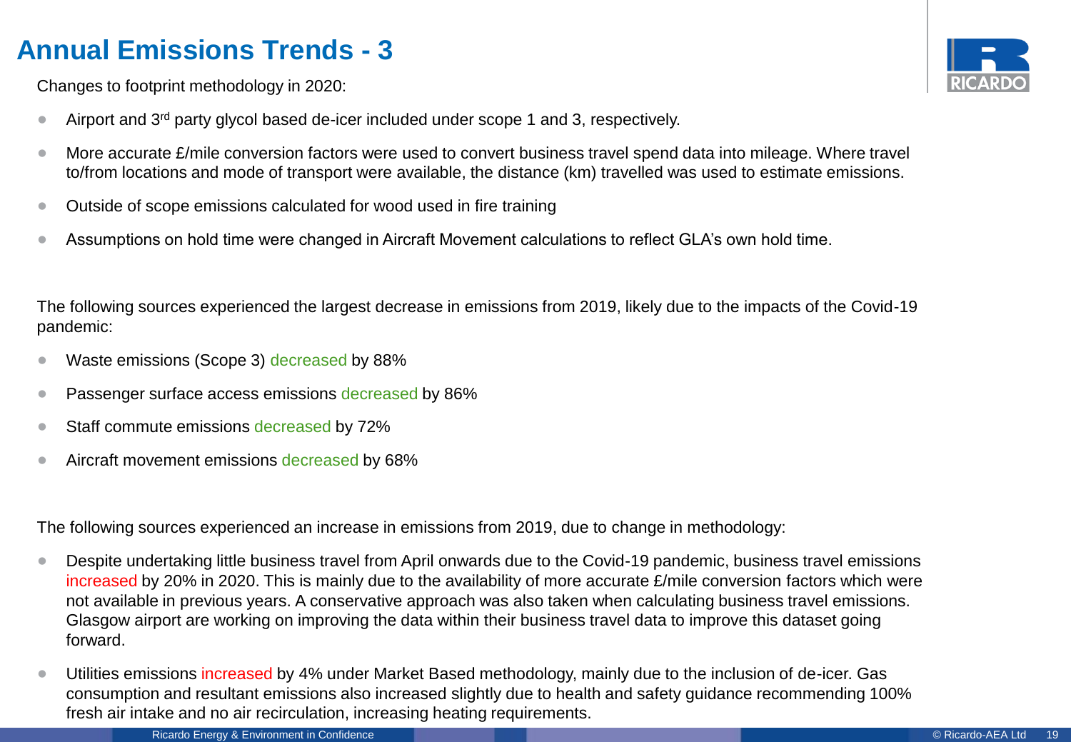# Annual Emissions Trends - 3

Changes to footprint methodology in 2020:

- Airport and 3rd party glycol based de-icer included under scope 1 and 3, respectively.
- More accurate £/mile conversion factors were used to convert business travel spend data into mileage. Where travel to/from locations and mode of transport were available, the distance (km) travelled was used to estimate emissions.
- Outside of scope emissions calculated for wood used in fire training
- Assumptions on hold time were changed in Aircraft Movement calculations to reflect GLA's own hold time.

The following sources experienced the largest decrease in emissions from 2019, likely due to the impacts of the Covid-19 pandemic:

- Waste emissions (Scope 3) decreased by 88%
- Passenger surface access emissions decreased by 86%
- Staff commute emissions decreased by 72%
- Aircraft movement emissions decreased by 68%

The following sources experienced an increase in emissions from 2019, due to change in methodology:

- Despite undertaking little business travel from April onwards due to the Covid-19 pandemic, business travel emissions increased by 20% in 2020. This is mainly due to the availability of more accurate £/mile conversion factors which were not available in previous years. A conservative approach was also taken when calculating business travel emissions. Glasgow airport are working on improving the data within their business travel data to improve this dataset going forward.
- Utilities emissions increased by 4% under Market Based methodology, mainly due to the inclusion of de-icer. Gas consumption and resultant emissions also increased slightly due to health and safety guidance recommending 100% fresh air intake and no air recirculation, increasing heating requirements.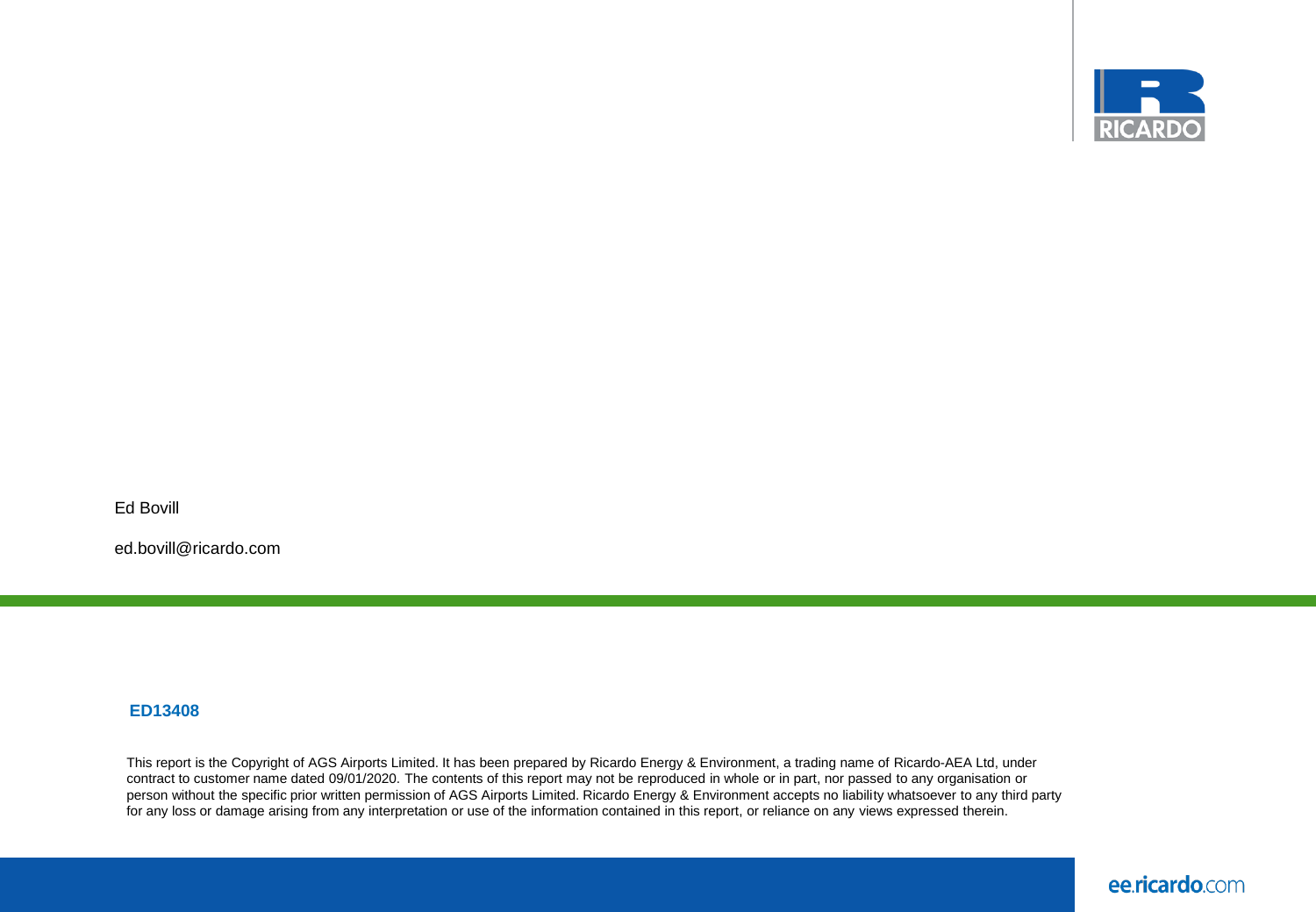Ed Bovill

ed.bovill@ricardo.com

**ED13408**

This report is the Copyright of AGS Airports Limited. It has been prepared by Ricardo Energy & Environment, a trading name of Ricardo-AEA Ltd, under contract to customer name dated 09/01/2020. The contents of this report may not be reproduced in whole or in part, nor passed to any organisation or person without the specific prior written permission of AGS Airports Limited. Ricardo Energy & Environment accepts no liability whatsoever to any third party for any loss or damage arising from any interpretation or use of the information contained in this report, or reliance on any views expressed therein.

ee.ricardo.com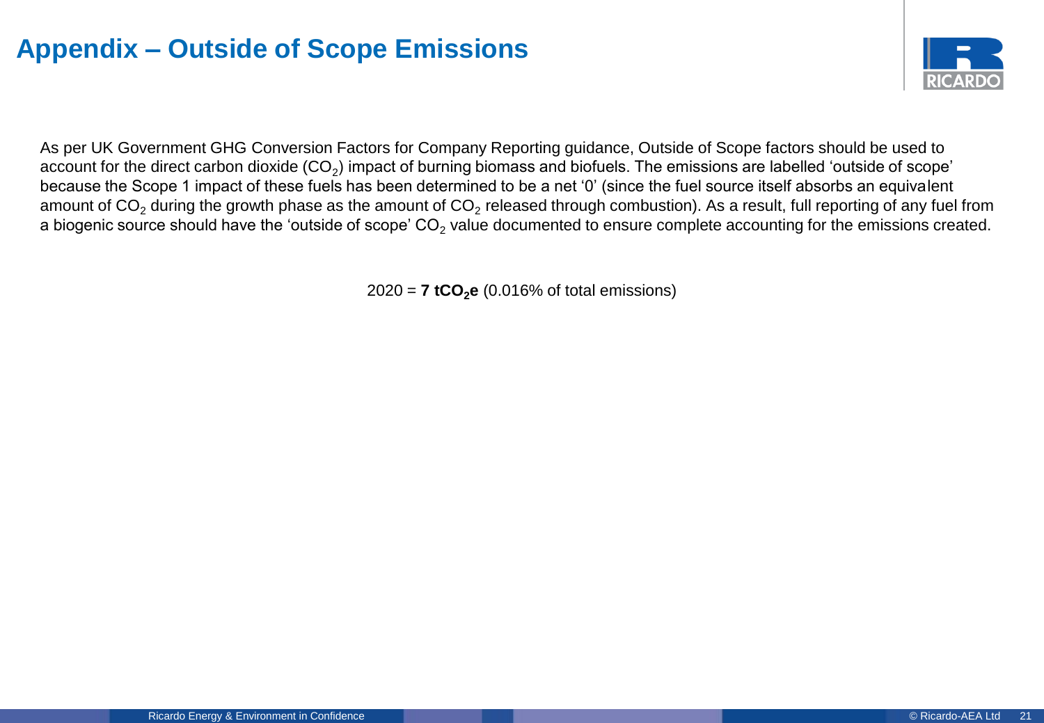# Appendix – Outside of Scope Emissions

As per UK Government GHG Conversion Factors for Company Reporting guidance, Outside of Scope factors should be used to account for the direct carbon dioxide ($CO_2$) impact of burning biomass and biofuels. The emissions are labelled 'outside of scope' because the Scope 1 impact of these fuels has been determined to be a net '0' (since the fuel source itself absorbs an equivalent amount of $CO_2$ during the growth phase as the amount of $CO_2$ released through combustion). As a result, full reporting of any fuel from a biogenic source should have the 'outside of scope' $CO_2$ value documented to ensure complete accounting for the emissions created.

2020 = **7 $tCO_2e$** (0.016% of total emissions)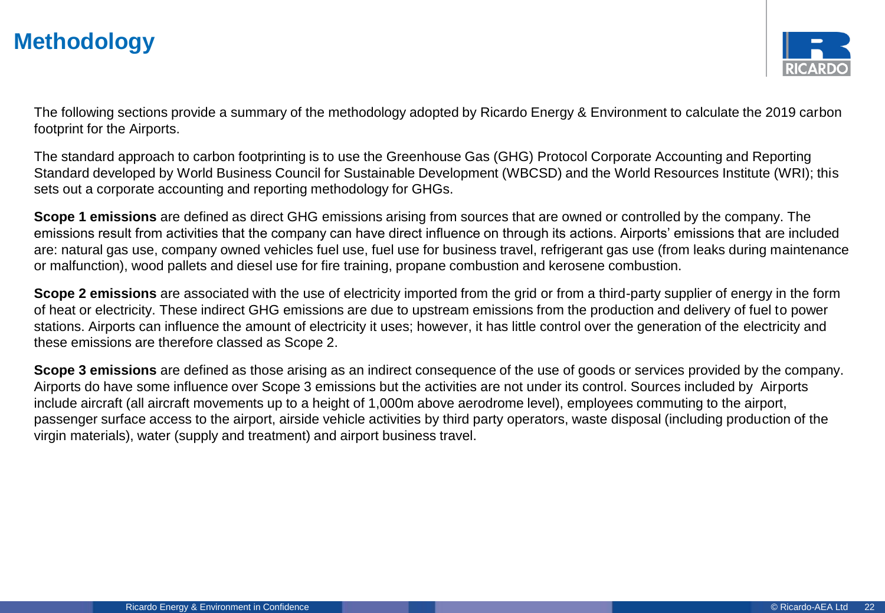# Methodology

The following sections provide a summary of the methodology adopted by Ricardo Energy & Environment to calculate the 2019 carbon footprint for the Airports.

The standard approach to carbon footprinting is to use the Greenhouse Gas (GHG) Protocol Corporate Accounting and Reporting Standard developed by World Business Council for Sustainable Development (WBCSD) and the World Resources Institute (WRI); this sets out a corporate accounting and reporting methodology for GHGs.

**Scope 1 emissions** are defined as direct GHG emissions arising from sources that are owned or controlled by the company. The emissions result from activities that the company can have direct influence on through its actions. Airports' emissions that are included are: natural gas use, company owned vehicles fuel use, fuel use for business travel, refrigerant gas use (from leaks during maintenance or malfunction), wood pallets and diesel use for fire training, propane combustion and kerosene combustion.

**Scope 2 emissions** are associated with the use of electricity imported from the grid or from a third-party supplier of energy in the form of heat or electricity. These indirect GHG emissions are due to upstream emissions from the production and delivery of fuel to power stations. Airports can influence the amount of electricity it uses; however, it has little control over the generation of the electricity and these emissions are therefore classed as Scope 2.

**Scope 3 emissions** are defined as those arising as an indirect consequence of the use of goods or services provided by the company. Airports do have some influence over Scope 3 emissions but the activities are not under its control. Sources included by Airports include aircraft (all aircraft movements up to a height of 1,000m above aerodrome level), employees commuting to the airport, passenger surface access to the airport, airside vehicle activities by third party operators, waste disposal (including production of the virgin materials), water (supply and treatment) and airport business travel.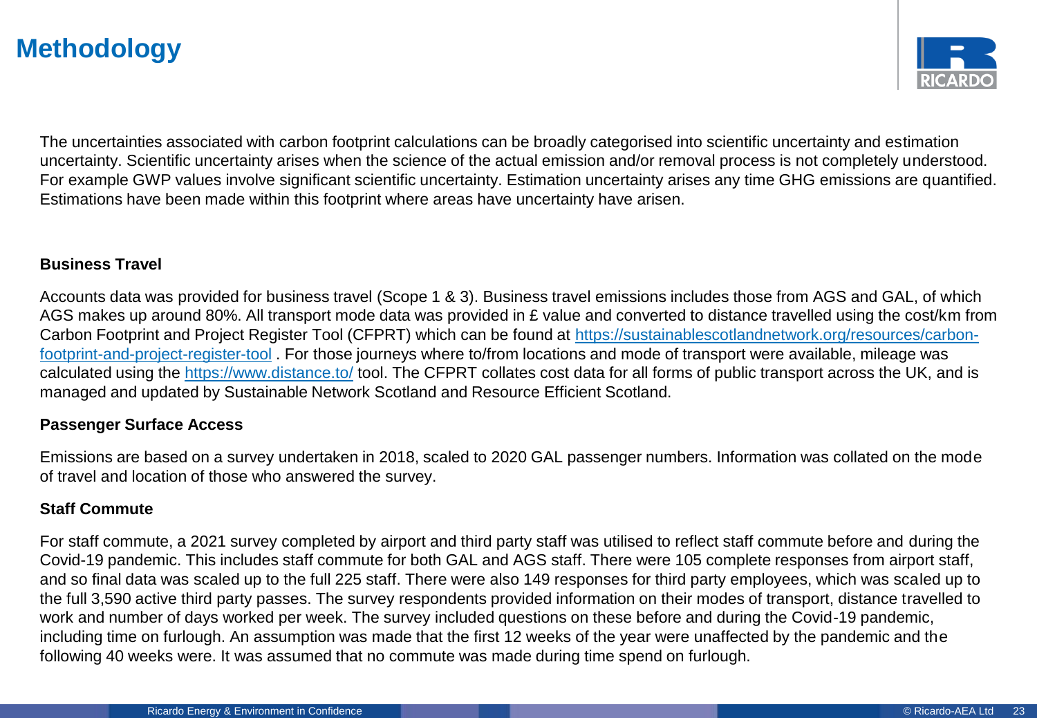# Methodology

The uncertainties associated with carbon footprint calculations can be broadly categorised into scientific uncertainty and estimation uncertainty. Scientific uncertainty arises when the science of the actual emission and/or removal process is not completely understood. For example GWP values involve significant scientific uncertainty. Estimation uncertainty arises any time GHG emissions are quantified. Estimations have been made within this footprint where areas have uncertainty have arisen.

**Business Travel**

Accounts data was provided for business travel (Scope 1 & 3). Business travel emissions includes those from AGS and GAL, of which AGS makes up around 80%. All transport mode data was provided in £ value and converted to distance travelled using the cost/km from Carbon Footprint and Project Register Tool (CFPRT) which can be found at [https://sustainablescotlandnetwork.org/resources/carbon-footprint-and-project-register-tool](https://sustainablescotlandnetwork.org/resources/carbon-footprint-and-project-register-tool) . For those journeys where to/from locations and mode of transport were available, mileage was calculated using the [https://www.distance.to/](https://www.distance.to/) tool. The CFPRT collates cost data for all forms of public transport across the UK, and is managed and updated by Sustainable Network Scotland and Resource Efficient Scotland.

**Passenger Surface Access**

Emissions are based on a survey undertaken in 2018, scaled to 2020 GAL passenger numbers. Information was collated on the mode of travel and location of those who answered the survey.

**Staff Commute**

For staff commute, a 2021 survey completed by airport and third party staff was utilised to reflect staff commute before and during the Covid-19 pandemic. This includes staff commute for both GAL and AGS staff. There were 105 complete responses from airport staff, and so final data was scaled up to the full 225 staff. There were also 149 responses for third party employees, which was scaled up to the full 3,590 active third party passes. The survey respondents provided information on their modes of transport, distance travelled to work and number of days worked per week. The survey included questions on these before and during the Covid-19 pandemic, including time on furlough. An assumption was made that the first 12 weeks of the year were unaffected by the pandemic and the following 40 weeks were. It was assumed that no commute was made during time spend on furlough.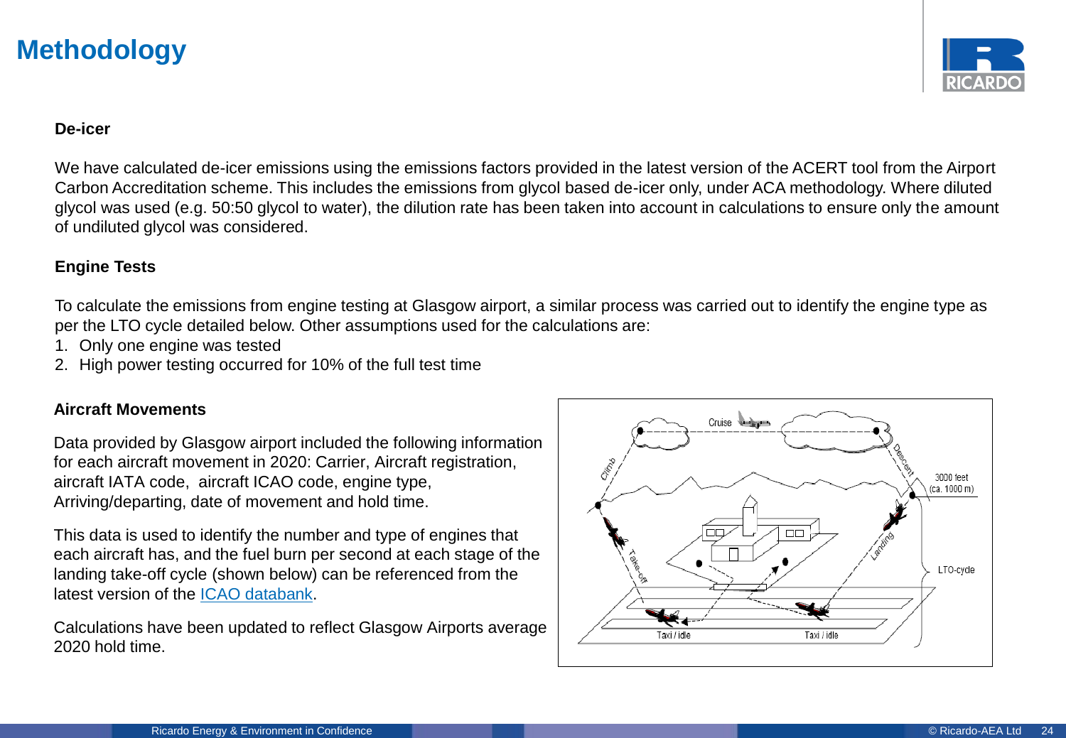# Methodology

**De-icer**

We have calculated de-icer emissions using the emissions factors provided in the latest version of the ACERT tool from the Airport Carbon Accreditation scheme. This includes the emissions from glycol based de-icer only, under ACA methodology. Where diluted glycol was used (e.g. 50:50 glycol to water), the dilution rate has been taken into account in calculations to ensure only the amount of undiluted glycol was considered.

**Engine Tests**

To calculate the emissions from engine testing at Glasgow airport, a similar process was carried out to identify the engine type as per the LTO cycle detailed below. Other assumptions used for the calculations are:

1. Only one engine was tested
2. High power testing occurred for 10% of the full test time

**Aircraft Movements**

Data provided by Glasgow airport included the following information for each aircraft movement in 2020: Carrier, Aircraft registration, aircraft IATA code, aircraft ICAO code, engine type, Arriving/departing, date of movement and hold time.

This data is used to identify the number and type of engines that each aircraft has, and the fuel burn per second at each stage of the landing take-off cycle (shown below) can be referenced from the latest version of the ICAO databank.

Calculations have been updated to reflect Glasgow Airports average 2020 hold time.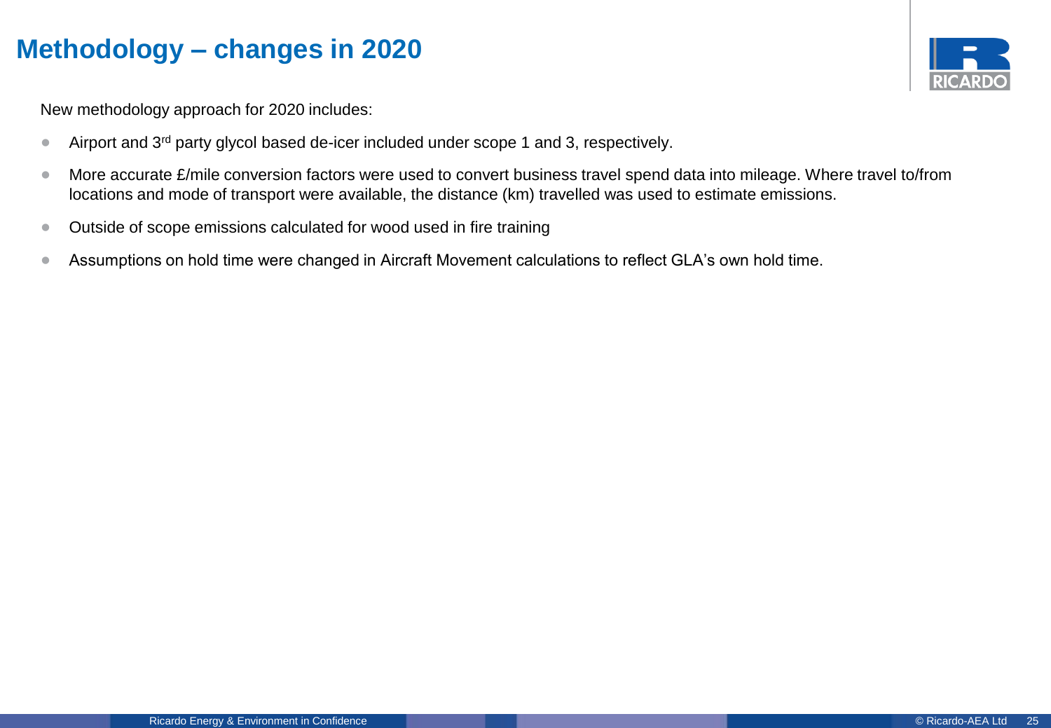# Methodology – changes in 2020

New methodology approach for 2020 includes:

- Airport and 3rd party glycol based de-icer included under scope 1 and 3, respectively.
- More accurate £/mile conversion factors were used to convert business travel spend data into mileage. Where travel to/from locations and mode of transport were available, the distance (km) travelled was used to estimate emissions.
- Outside of scope emissions calculated for wood used in fire training
- Assumptions on hold time were changed in Aircraft Movement calculations to reflect GLA's own hold time.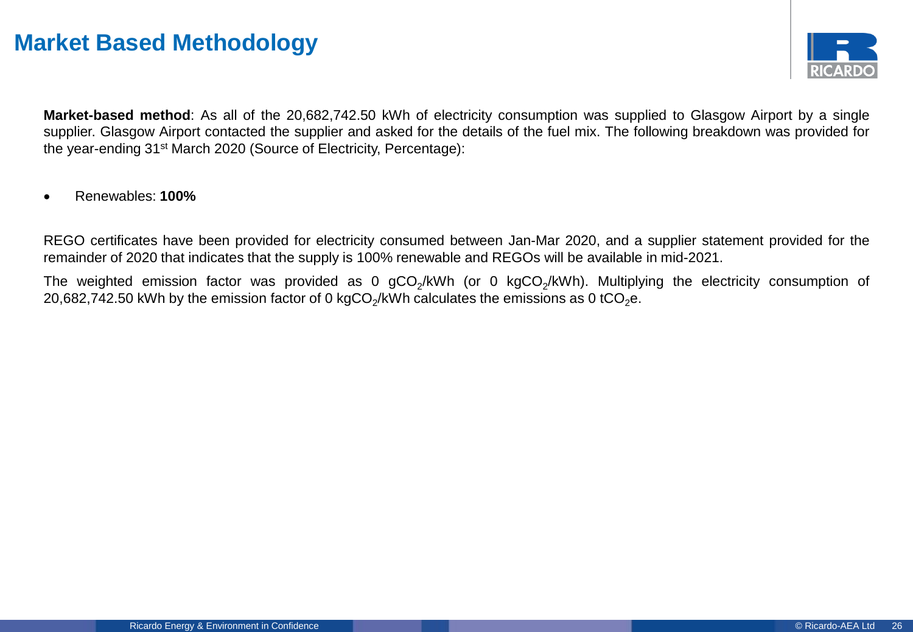# Market Based Methodology

**Market-based method**: As all of the 20,682,742.50 kWh of electricity consumption was supplied to Glasgow Airport by a single supplier. Glasgow Airport contacted the supplier and asked for the details of the fuel mix. The following breakdown was provided for the year-ending 31st March 2020 (Source of Electricity, Percentage):

- Renewables: **100%**

REGO certificates have been provided for electricity consumed between Jan-Mar 2020, and a supplier statement provided for the remainder of 2020 that indicates that the supply is 100% renewable and REGOs will be available in mid-2021.

The weighted emission factor was provided as 0 $gCO_2$/kWh (or 0 $kgCO_2$/kWh). Multiplying the electricity consumption of 20,682,742.50 kWh by the emission factor of 0 $kgCO_2$/kWh calculates the emissions as 0 $tCO_2e$.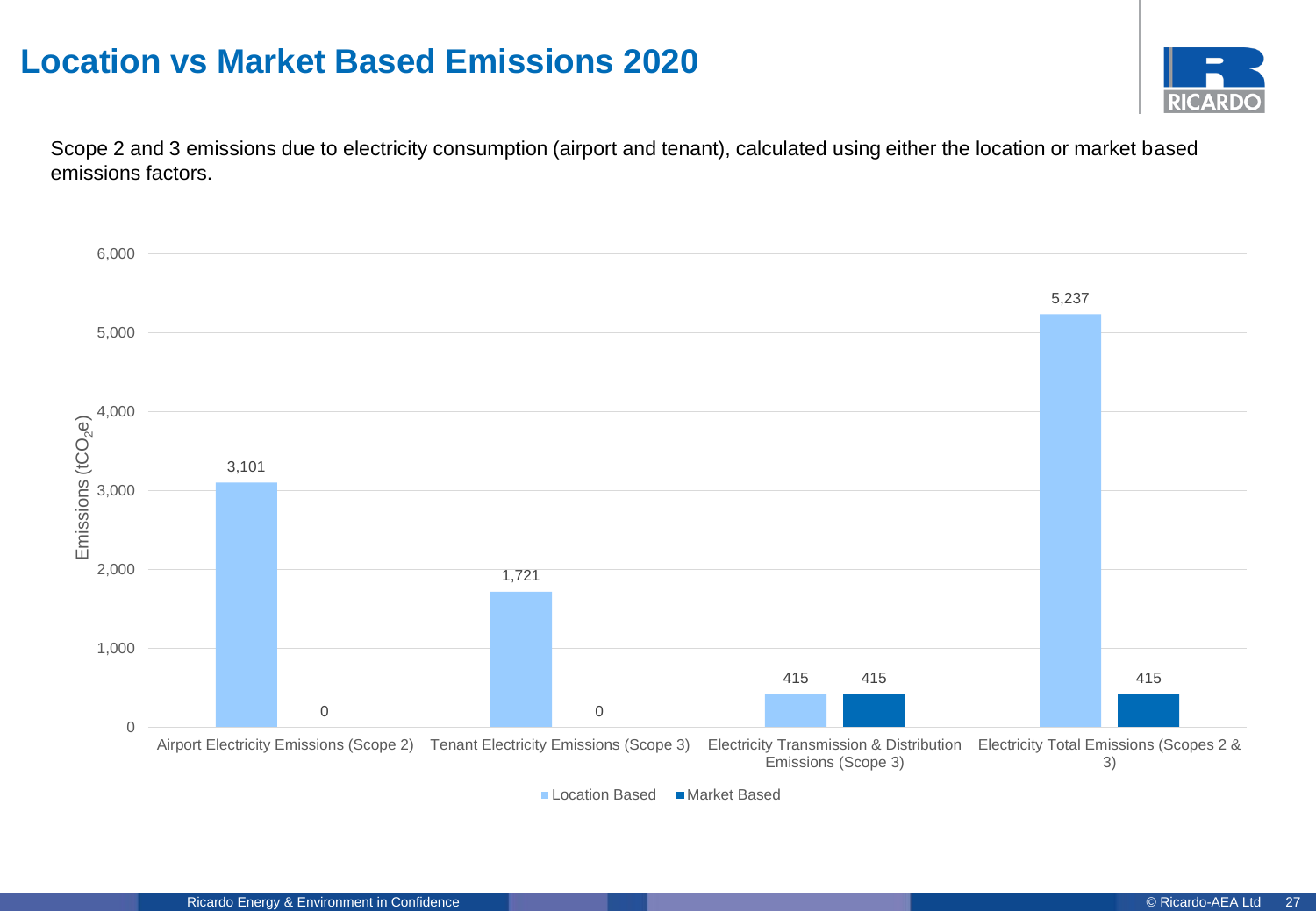# Location vs Market Based Emissions 2020

Scope 2 and 3 emissions due to electricity consumption (airport and tenant), calculated using either the location or market based emissions factors.

| Emissions ($tCO_2e$) | Location Based | Market Based |
|---|---|---|
| Airport Electricity Emissions (Scope 2) | 3,101 | 0 |
| Tenant Electricity Emissions (Scope 3) | 1,721 | 0 |
| Electricity Transmission & Distribution Emissions (Scope 3) | 415 | 415 |
| Electricity Total Emissions (Scopes 2 & 3) | 5,237 | 415 |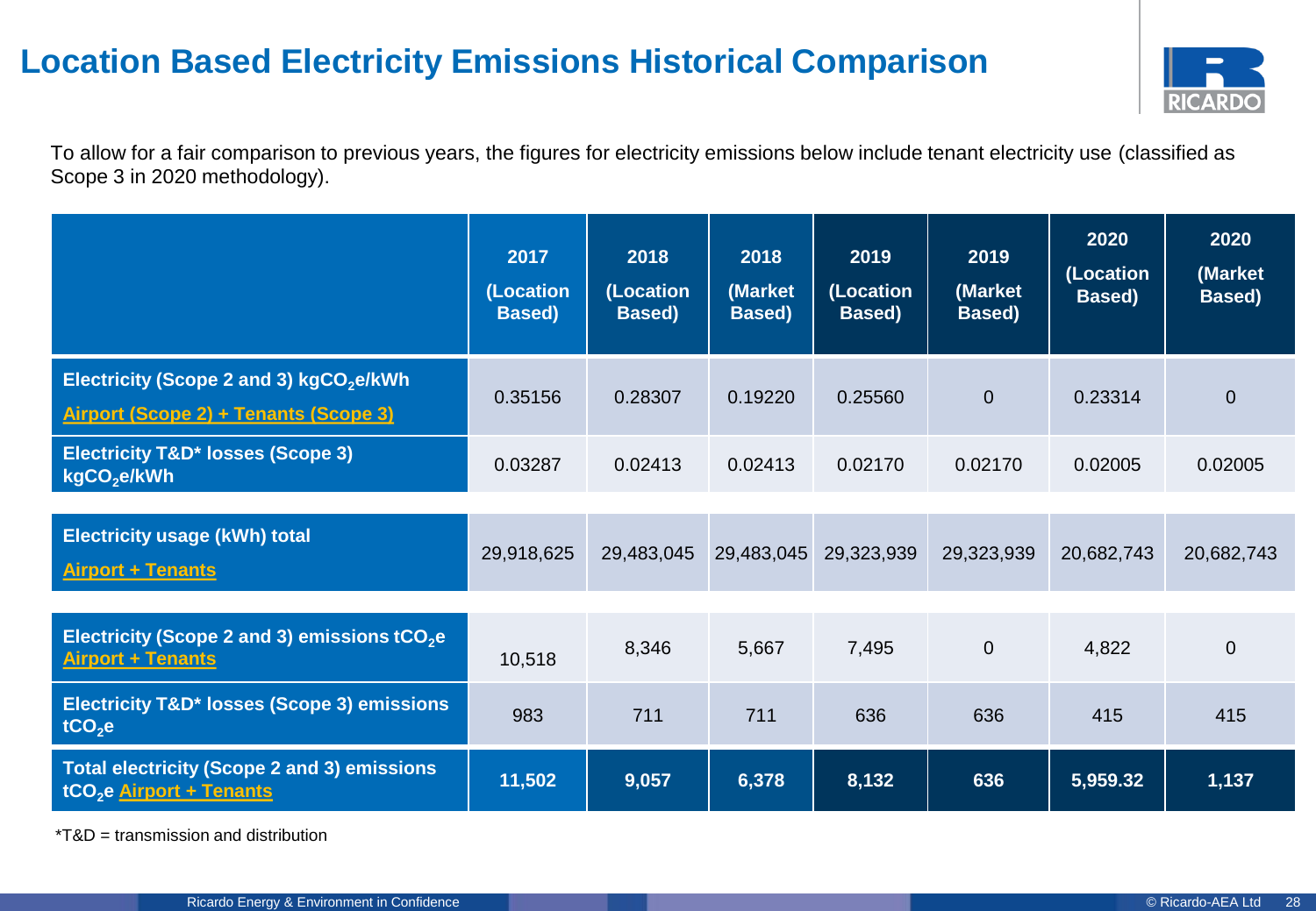# Location Based Electricity Emissions Historical Comparison

To allow for a fair comparison to previous years, the figures for electricity emissions below include tenant electricity use (classified as Scope 3 in 2020 methodology).

| | 2017 (Location Based) | 2018 (Location Based) | 2018 (Market Based) | 2019 (Location Based) | 2019 (Market Based) | 2020 (Location Based) | 2020 (Market Based) |
|---|---|---|---|---|---|---|---|
| **Electricity (Scope 2 and 3) $kgCO_2e/kWh$** <br> **Airport (Scope 2) + Tenants (Scope 3)** | 0.35156 | 0.28307 | 0.19220 | 0.25560 | 0 | 0.23314 | 0 |
| **Electricity T&D* losses (Scope 3) $kgCO_2e/kWh$** | 0.03287 | 0.02413 | 0.02413 | 0.02170 | 0.02170 | 0.02005 | 0.02005 |
| **Electricity usage (kWh) total** <br> **Airport + Tenants** | 29,918,625 | 29,483,045 | 29,483,045 | 29,323,939 | 29,323,939 | 20,682,743 | 20,682,743 |
| **Electricity (Scope 2 and 3) emissions $tCO_2e$** <br> **Airport + Tenants** | 10,518 | 8,346 | 5,667 | 7,495 | 0 | 4,822 | 0 |
| **Electricity T&D* losses (Scope 3) emissions $tCO_2e$** | 983 | 711 | 711 | 636 | 636 | 415 | 415 |
| **Total electricity (Scope 2 and 3) emissions $tCO_2e$ Airport + Tenants** | **11,502** | **9,057** | **6,378** | **8,132** | **636** | **5,959.32** | **1,137** |

*T&D = transmission and distribution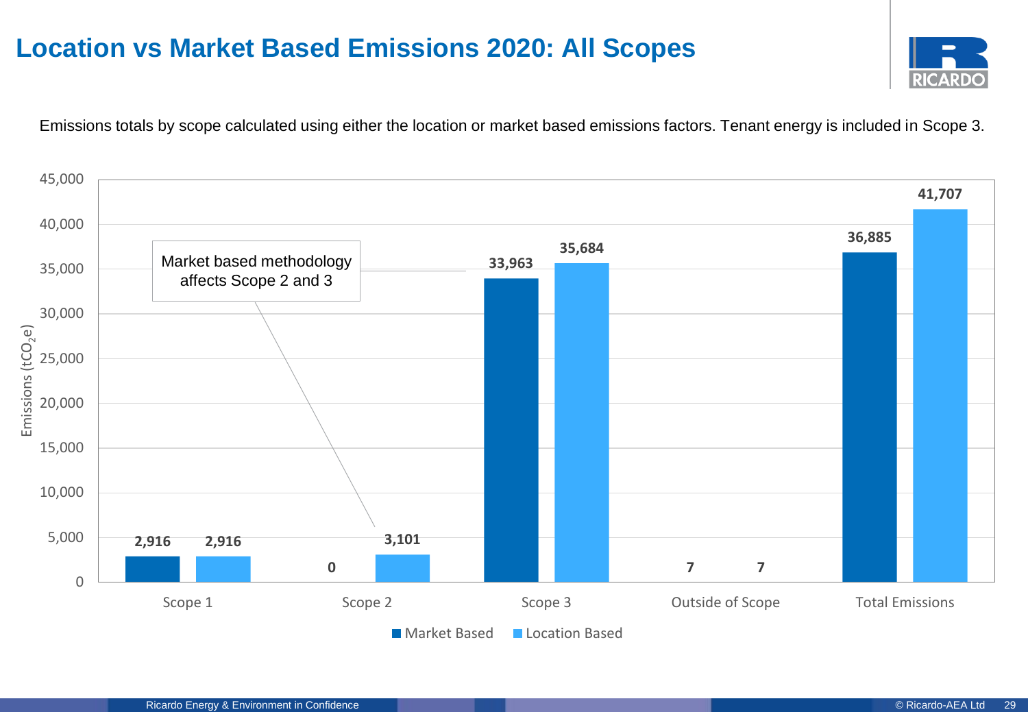# Location vs Market Based Emissions 2020: All Scopes

Emissions totals by scope calculated using either the location or market based emissions factors. Tenant energy is included in Scope 3.

| | Market Based | Location Based |
|---|---|---|
| Scope 1 | 2,916 | 2,916 |
| Scope 2 | 0 | 3,101 |
| Scope 3 | 33,963 | 35,684 |
| Outside of Scope | 7 | 7 |
| Total Emissions | 36,885 | 41,707 |

Emissions ($tCO_2e$)

Market based methodology affects Scope 2 and 3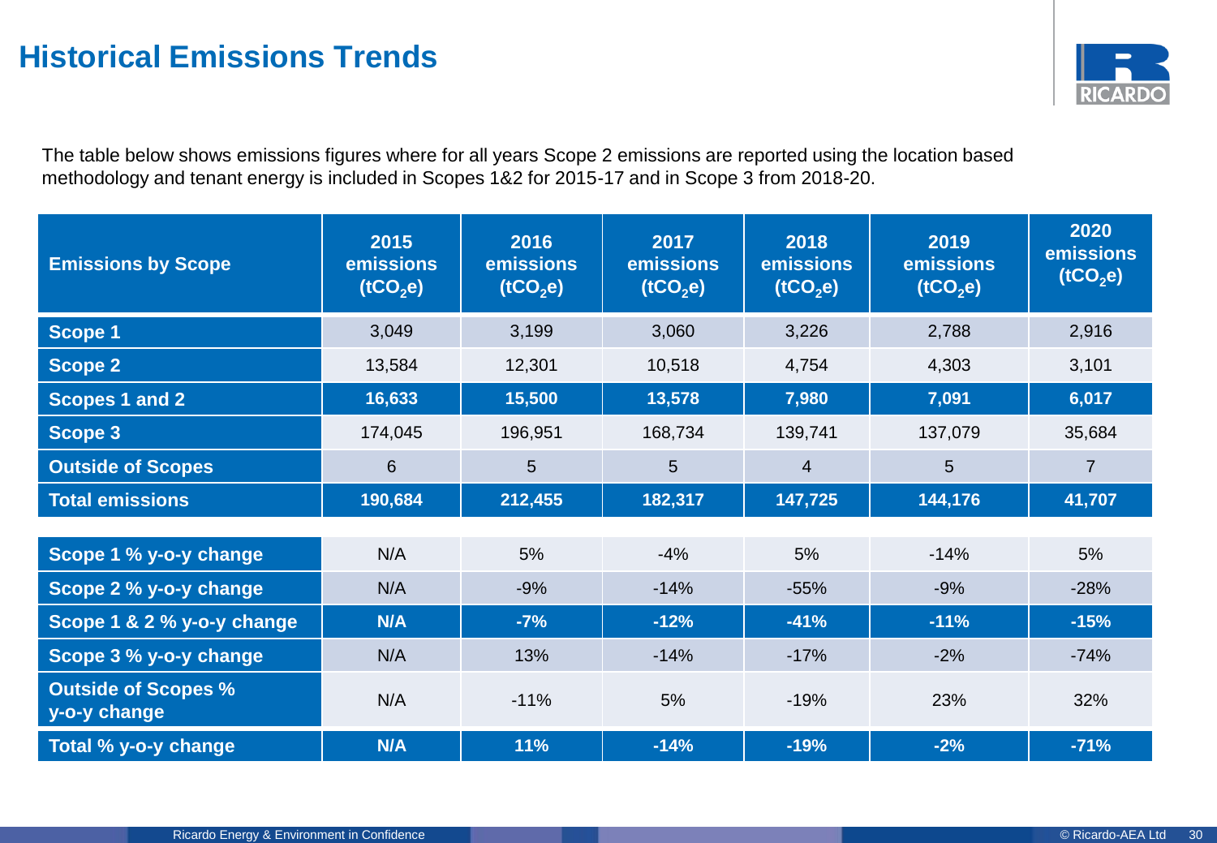# Historical Emissions Trends

The table below shows emissions figures where for all years Scope 2 emissions are reported using the location based methodology and tenant energy is included in Scopes 1&2 for 2015-17 and in Scope 3 from 2018-20.

| Emissions by Scope | 2015 emissions ($tCO_2e$) | 2016 emissions ($tCO_2e$) | 2017 emissions ($tCO_2e$) | 2018 emissions ($tCO_2e$) | 2019 emissions ($tCO_2e$) | 2020 emissions ($tCO_2e$) |
|---|---|---|---|---|---|---|
| Scope 1 | 3,049 | 3,199 | 3,060 | 3,226 | 2,788 | 2,916 |
| Scope 2 | 13,584 | 12,301 | 10,518 | 4,754 | 4,303 | 3,101 |
| **Scopes 1 and 2** | **16,633** | **15,500** | **13,578** | **7,980** | **7,091** | **6,017** |
| Scope 3 | 174,045 | 196,951 | 168,734 | 139,741 | 137,079 | 35,684 |
| Outside of Scopes | 6 | 5 | 5 | 4 | 5 | 7 |
| **Total emissions** | **190,684** | **212,455** | **182,317** | **147,725** | **144,176** | **41,707** |
| Scope 1 % y-o-y change | N/A | 5% | -4% | 5% | -14% | 5% |
| Scope 2 % y-o-y change | N/A | -9% | -14% | -55% | -9% | -28% |
| **Scope 1 & 2 % y-o-y change** | **N/A** | **-7%** | **-12%** | **-41%** | **-11%** | **-15%** |
| Scope 3 % y-o-y change | N/A | 13% | -14% | -17% | -2% | -74% |
| Outside of Scopes % y-o-y change | N/A | -11% | 5% | -19% | 23% | 32% |
| **Total % y-o-y change** | **N/A** | **11%** | **-14%** | **-19%** | **-2%** | **-71%** |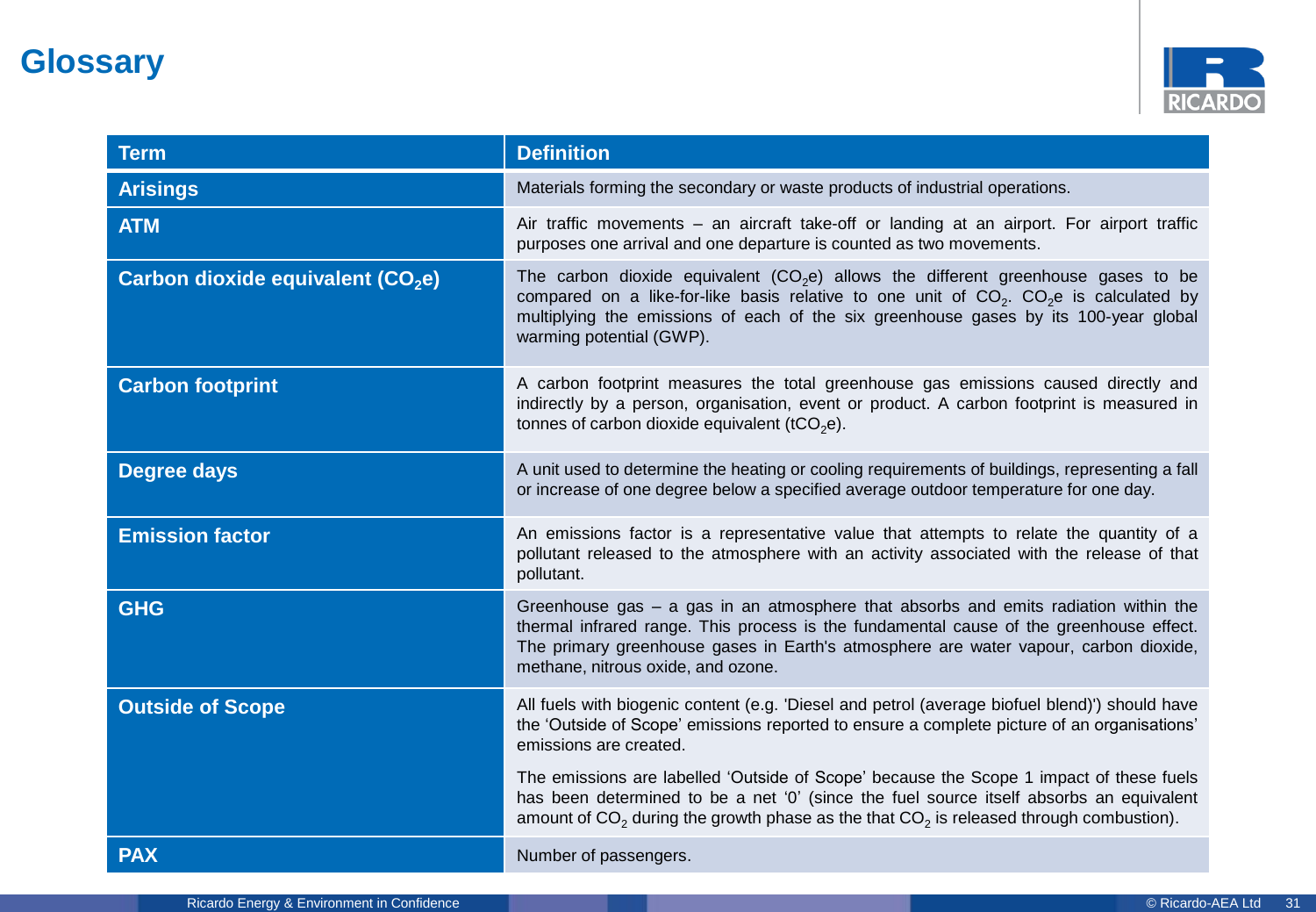# Glossary

| Term | Definition |
| --- | --- |
| **Arisings** | Materials forming the secondary or waste products of industrial operations. |
| **ATM** | Air traffic movements – an aircraft take-off or landing at an airport. For airport traffic purposes one arrival and one departure is counted as two movements. |
| **Carbon dioxide equivalent ($CO_2e$)** | The carbon dioxide equivalent ($CO_2e$) allows the different greenhouse gases to be compared on a like-for-like basis relative to one unit of $CO_2$. $CO_2e$ is calculated by multiplying the emissions of each of the six greenhouse gases by its 100-year global warming potential (GWP). |
| **Carbon footprint** | A carbon footprint measures the total greenhouse gas emissions caused directly and indirectly by a person, organisation, event or product. A carbon footprint is measured in tonnes of carbon dioxide equivalent ($tCO_2e$). |
| **Degree days** | A unit used to determine the heating or cooling requirements of buildings, representing a fall or increase of one degree below a specified average outdoor temperature for one day. |
| **Emission factor** | An emissions factor is a representative value that attempts to relate the quantity of a pollutant released to the atmosphere with an activity associated with the release of that pollutant. |
| **GHG** | Greenhouse gas – a gas in an atmosphere that absorbs and emits radiation within the thermal infrared range. This process is the fundamental cause of the greenhouse effect. The primary greenhouse gases in Earth's atmosphere are water vapour, carbon dioxide, methane, nitrous oxide, and ozone. |
| **Outside of Scope** | All fuels with biogenic content (e.g. 'Diesel and petrol (average biofuel blend)') should have the 'Outside of Scope' emissions reported to ensure a complete picture of an organisations' emissions are created.<br><br>The emissions are labelled 'Outside of Scope' because the Scope 1 impact of these fuels has been determined to be a net '0' (since the fuel source itself absorbs an equivalent amount of $CO_2$ during the growth phase as the that $CO_2$ is released through combustion). |
| **PAX** | Number of passengers. |